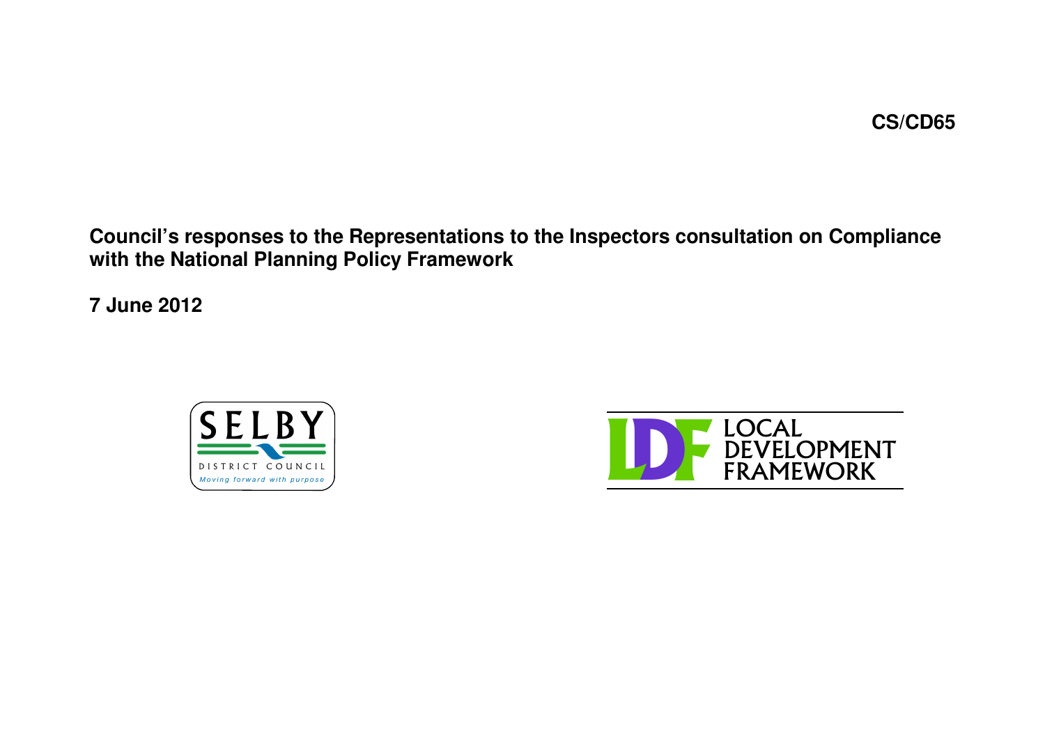CS/CD65

# Council's responses to the Representations to the Inspectors consultation on Compliance with the National Planning Policy Framework

**7 June 2012**

SELBY
DISTRICT COUNCIL
*Moving forward with purpose*

LDF LOCAL DEVELOPMENT FRAMEWORK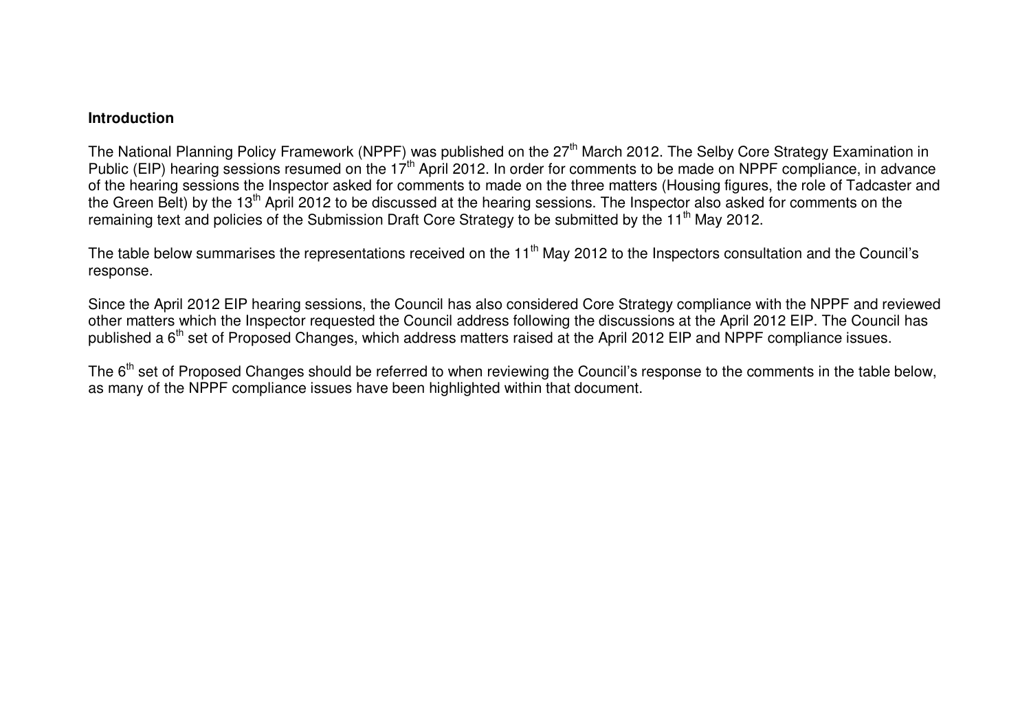**Introduction**

The National Planning Policy Framework (NPPF) was published on the 27th March 2012. The Selby Core Strategy Examination in Public (EIP) hearing sessions resumed on the 17th April 2012. In order for comments to be made on NPPF compliance, in advance of the hearing sessions the Inspector asked for comments to made on the three matters (Housing figures, the role of Tadcaster and the Green Belt) by the 13th April 2012 to be discussed at the hearing sessions. The Inspector also asked for comments on the remaining text and policies of the Submission Draft Core Strategy to be submitted by the 11th May 2012.

The table below summarises the representations received on the 11th May 2012 to the Inspectors consultation and the Council's response.

Since the April 2012 EIP hearing sessions, the Council has also considered Core Strategy compliance with the NPPF and reviewed other matters which the Inspector requested the Council address following the discussions at the April 2012 EIP. The Council has published a 6th set of Proposed Changes, which address matters raised at the April 2012 EIP and NPPF compliance issues.

The 6th set of Proposed Changes should be referred to when reviewing the Council's response to the comments in the table below, as many of the NPPF compliance issues have been highlighted within that document.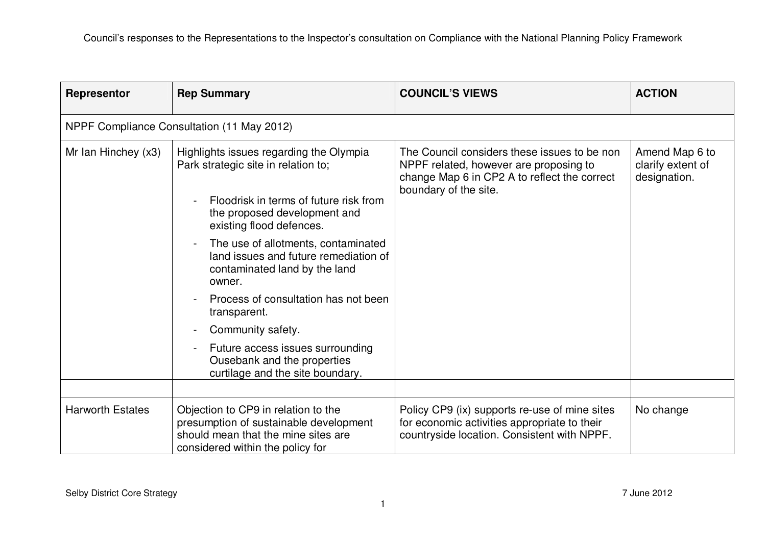Council's responses to the Representations to the Inspector's consultation on Compliance with the National Planning Policy Framework

| Representor | Rep Summary | COUNCIL'S VIEWS | ACTION |
|---|---|---|---|
| NPPF Compliance Consultation (11 May 2012) | | | |
| Mr Ian Hinchey (x3) | Highlights issues regarding the Olympia Park strategic site in relation to;<br>- Floodrisk in terms of future risk from the proposed development and existing flood defences.<br>- The use of allotments, contaminated land issues and future remediation of contaminated land by the land owner.<br>- Process of consultation has not been transparent.<br>- Community safety.<br>- Future access issues surrounding Ousebank and the properties curtilage and the site boundary. | The Council considers these issues to be non NPPF related, however are proposing to change Map 6 in CP2 A to reflect the correct boundary of the site. | Amend Map 6 to clarify extent of designation. |
| | | | |
| Harworth Estates | Objection to CP9 in relation to the presumption of sustainable development should mean that the mine sites are considered within the policy for | Policy CP9 (ix) supports re-use of mine sites for economic activities appropriate to their countryside location. Consistent with NPPF. | No change |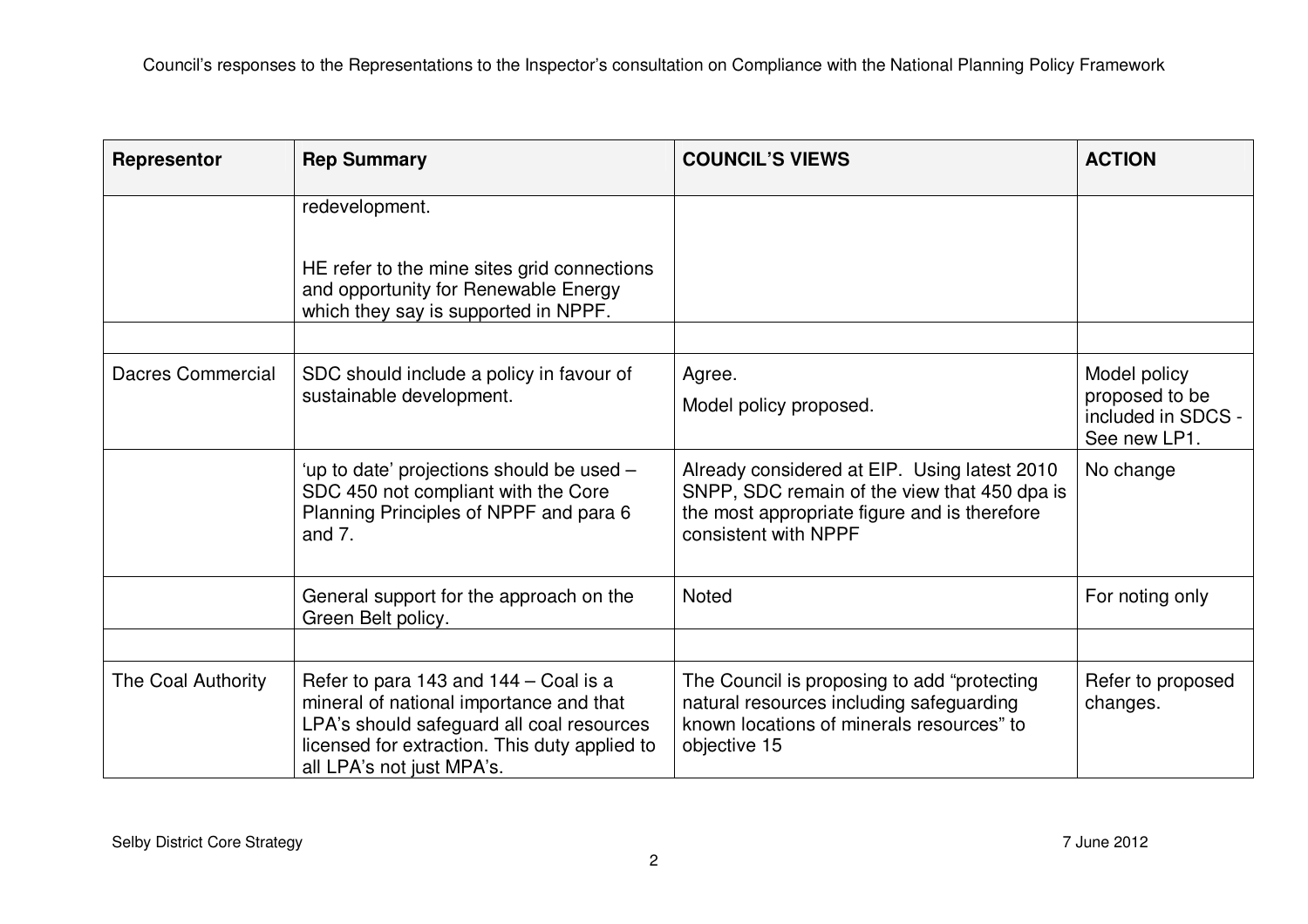| Representor | Rep Summary | COUNCIL'S VIEWS | ACTION |
|---|---|---|---|
| | redevelopment.<br><br>HE refer to the mine sites grid connections and opportunity for Renewable Energy which they say is supported in NPPF. | | |
| | | | |
| Dacres Commercial | SDC should include a policy in favour of sustainable development. | Agree.<br>Model policy proposed. | Model policy proposed to be included in SDCS - See new LP1. |
| | 'up to date' projections should be used – SDC 450 not compliant with the Core Planning Principles of NPPF and para 6 and 7. | Already considered at EIP. Using latest 2010 SNPP, SDC remain of the view that 450 dpa is the most appropriate figure and is therefore consistent with NPPF | No change |
| | General support for the approach on the Green Belt policy. | Noted | For noting only |
| | | | |
| The Coal Authority | Refer to para 143 and 144 – Coal is a mineral of national importance and that LPA's should safeguard all coal resources licensed for extraction. This duty applied to all LPA's not just MPA's. | The Council is proposing to add "protecting natural resources including safeguarding known locations of minerals resources" to objective 15 | Refer to proposed changes. |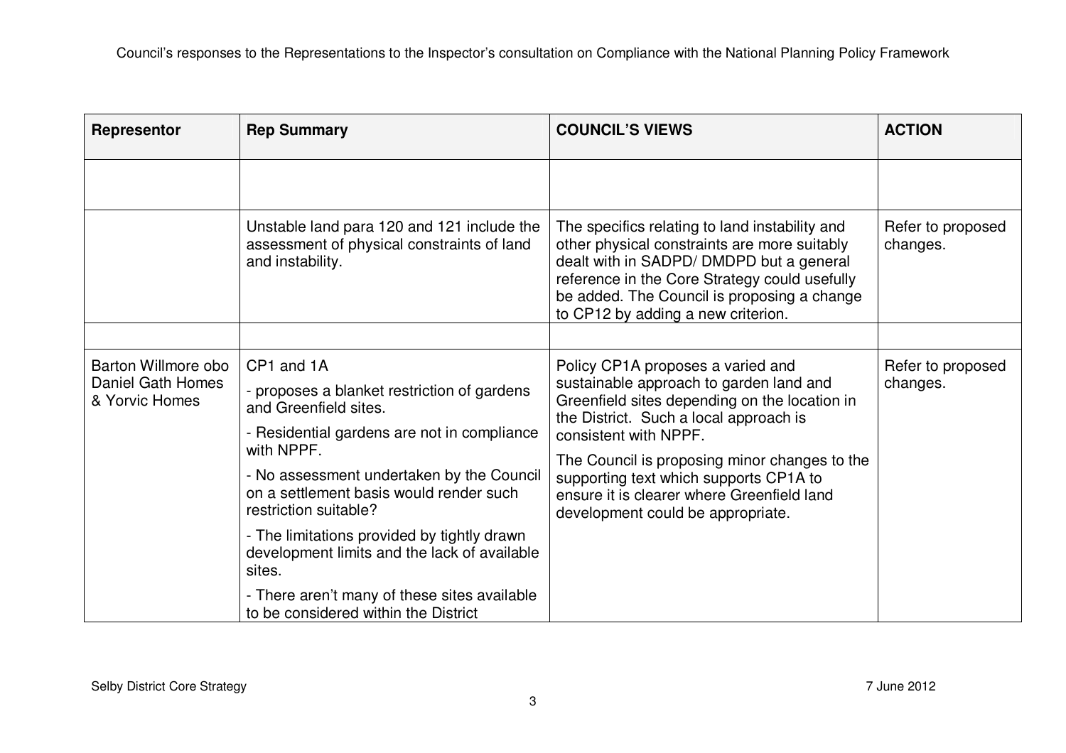| Representor | Rep Summary | COUNCIL'S VIEWS | ACTION |
|---|---|---|---|
| | | | |
| | Unstable land para 120 and 121 include the assessment of physical constraints of land and instability. | The specifics relating to land instability and other physical constraints are more suitably dealt with in SADPD/ DMDPD but a general reference in the Core Strategy could usefully be added. The Council is proposing a change to CP12 by adding a new criterion. | Refer to proposed changes. |
| | | | |
| Barton Willmore obo Daniel Gath Homes & Yorvic Homes | CP1 and 1A<br>- proposes a blanket restriction of gardens and Greenfield sites.<br>- Residential gardens are not in compliance with NPPF.<br>- No assessment undertaken by the Council on a settlement basis would render such restriction suitable?<br>- The limitations provided by tightly drawn development limits and the lack of available sites.<br>- There aren't many of these sites available to be considered within the District | Policy CP1A proposes a varied and sustainable approach to garden land and Greenfield sites depending on the location in the District. Such a local approach is consistent with NPPF.<br>The Council is proposing minor changes to the supporting text which supports CP1A to ensure it is clearer where Greenfield land development could be appropriate. | Refer to proposed changes. |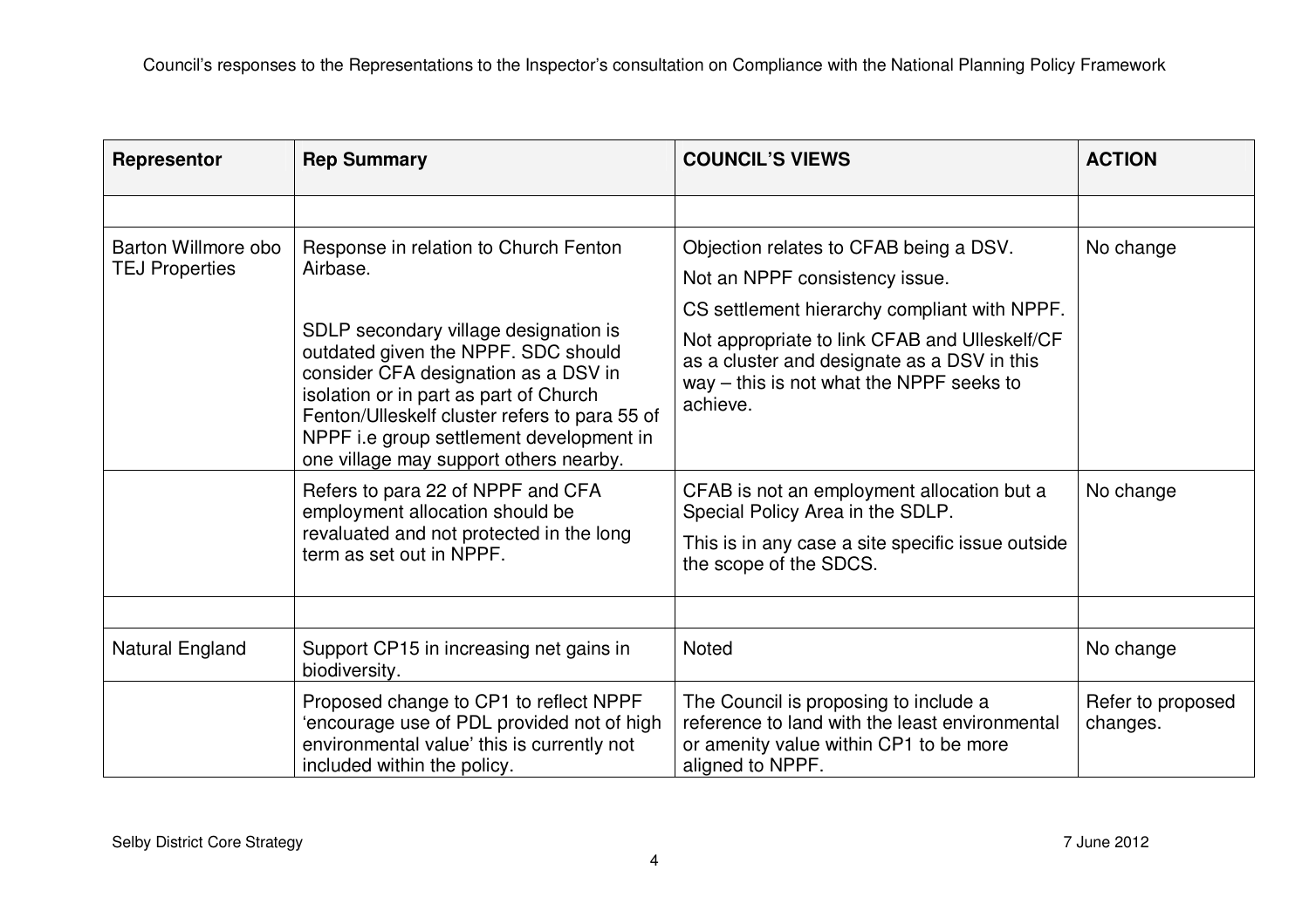| Representor | Rep Summary | COUNCIL'S VIEWS | ACTION |
|---|---|---|---|
| | | | |
| Barton Willmore obo TEJ Properties | Response in relation to Church Fenton Airbase.<br><br>SDLP secondary village designation is outdated given the NPPF. SDC should consider CFA designation as a DSV in isolation or in part as part of Church Fenton/Ulleskelf cluster refers to para 55 of NPPF i.e group settlement development in one village may support others nearby. | Objection relates to CFAB being a DSV.<br>Not an NPPF consistency issue.<br>CS settlement hierarchy compliant with NPPF.<br>Not appropriate to link CFAB and Ulleskelf/CF as a cluster and designate as a DSV in this way – this is not what the NPPF seeks to achieve. | No change |
| | Refers to para 22 of NPPF and CFA employment allocation should be revaluated and not protected in the long term as set out in NPPF. | CFAB is not an employment allocation but a Special Policy Area in the SDLP.<br>This is in any case a site specific issue outside the scope of the SDCS. | No change |
| | | | |
| Natural England | Support CP15 in increasing net gains in biodiversity. | Noted | No change |
| | Proposed change to CP1 to reflect NPPF 'encourage use of PDL provided not of high environmental value' this is currently not included within the policy. | The Council is proposing to include a reference to land with the least environmental or amenity value within CP1 to be more aligned to NPPF. | Refer to proposed changes. |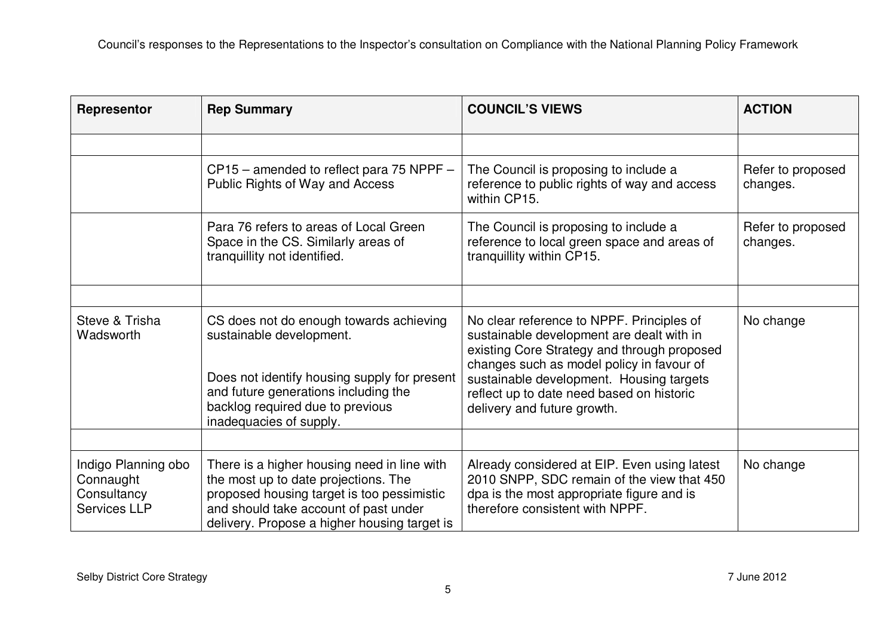| Representor | Rep Summary | COUNCIL'S VIEWS | ACTION |
|---|---|---|---|
| | | | |
| | CP15 – amended to reflect para 75 NPPF – Public Rights of Way and Access | The Council is proposing to include a reference to public rights of way and access within CP15. | Refer to proposed changes. |
| | Para 76 refers to areas of Local Green Space in the CS. Similarly areas of tranquillity not identified. | The Council is proposing to include a reference to local green space and areas of tranquillity within CP15. | Refer to proposed changes. |
| | | | |
| Steve & Trisha Wadsworth | CS does not do enough towards achieving sustainable development.<br><br>Does not identify housing supply for present and future generations including the backlog required due to previous inadequacies of supply. | No clear reference to NPPF. Principles of sustainable development are dealt with in existing Core Strategy and through proposed changes such as model policy in favour of sustainable development. Housing targets reflect up to date need based on historic delivery and future growth. | No change |
| | | | |
| Indigo Planning obo Connaught Consultancy Services LLP | There is a higher housing need in line with the most up to date projections. The proposed housing target is too pessimistic and should take account of past under delivery. Propose a higher housing target is | Already considered at EIP. Even using latest 2010 SNPP, SDC remain of the view that 450 dpa is the most appropriate figure and is therefore consistent with NPPF. | No change |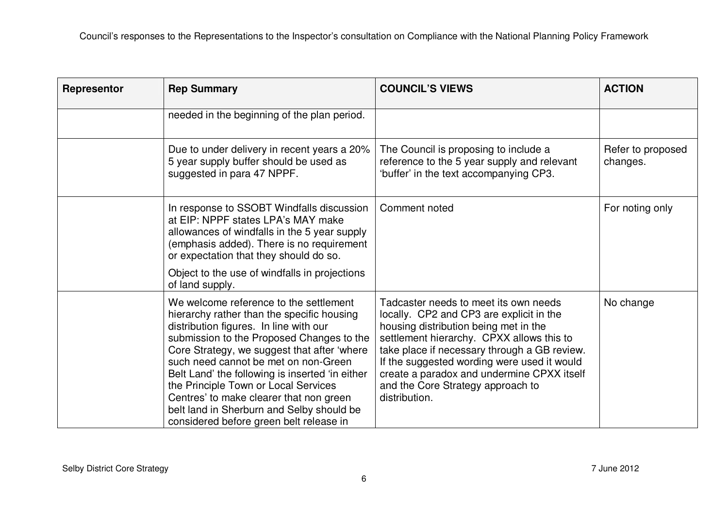| Representor | Rep Summary | COUNCIL'S VIEWS | ACTION |
|---|---|---|---|
| | needed in the beginning of the plan period. | | |
| | Due to under delivery in recent years a 20% 5 year supply buffer should be used as suggested in para 47 NPPF. | The Council is proposing to include a reference to the 5 year supply and relevant 'buffer' in the text accompanying CP3. | Refer to proposed changes. |
| | In response to SSOBT Windfalls discussion at EIP: NPPF states LPA's MAY make allowances of windfalls in the 5 year supply (emphasis added). There is no requirement or expectation that they should do so.<br><br>Object to the use of windfalls in projections of land supply. | Comment noted | For noting only |
| | We welcome reference to the settlement hierarchy rather than the specific housing distribution figures. In line with our submission to the Proposed Changes to the Core Strategy, we suggest that after 'where such need cannot be met on non-Green Belt Land' the following is inserted 'in either the Principle Town or Local Services Centres' to make clearer that non green belt land in Sherburn and Selby should be considered before green belt release in | Tadcaster needs to meet its own needs locally. CP2 and CP3 are explicit in the housing distribution being met in the settlement hierarchy. CPXX allows this to take place if necessary through a GB review. If the suggested wording were used it would create a paradox and undermine CPXX itself and the Core Strategy approach to distribution. | No change |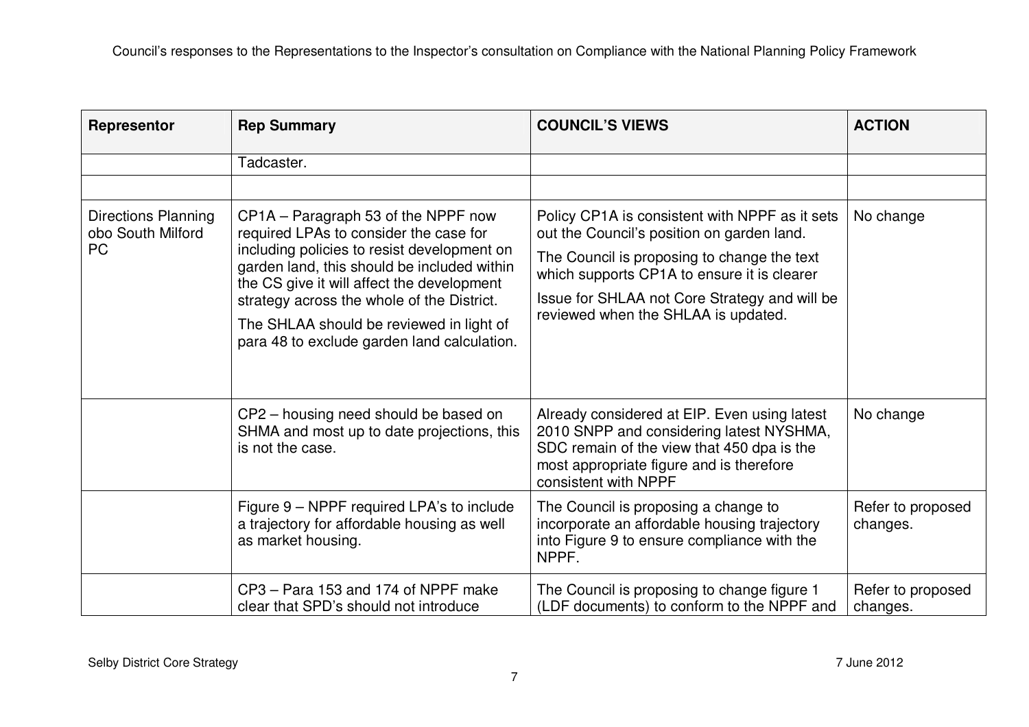| Representor | Rep Summary | COUNCIL'S VIEWS | ACTION |
|---|---|---|---|
| | Tadcaster. | | |
| | | | |
| Directions Planning obo South Milford PC | CP1A – Paragraph 53 of the NPPF now required LPAs to consider the case for including policies to resist development on garden land, this should be included within the CS give it will affect the development strategy across the whole of the District.<br><br>The SHLAA should be reviewed in light of para 48 to exclude garden land calculation. | Policy CP1A is consistent with NPPF as it sets out the Council's position on garden land.<br><br>The Council is proposing to change the text which supports CP1A to ensure it is clearer<br><br>Issue for SHLAA not Core Strategy and will be reviewed when the SHLAA is updated. | No change |
| | CP2 – housing need should be based on SHMA and most up to date projections, this is not the case. | Already considered at EIP. Even using latest 2010 SNPP and considering latest NYSHMA, SDC remain of the view that 450 dpa is the most appropriate figure and is therefore consistent with NPPF | No change |
| | Figure 9 – NPPF required LPA's to include a trajectory for affordable housing as well as market housing. | The Council is proposing a change to incorporate an affordable housing trajectory into Figure 9 to ensure compliance with the NPPF. | Refer to proposed changes. |
| | CP3 – Para 153 and 174 of NPPF make clear that SPD's should not introduce | The Council is proposing to change figure 1 (LDF documents) to conform to the NPPF and | Refer to proposed changes. |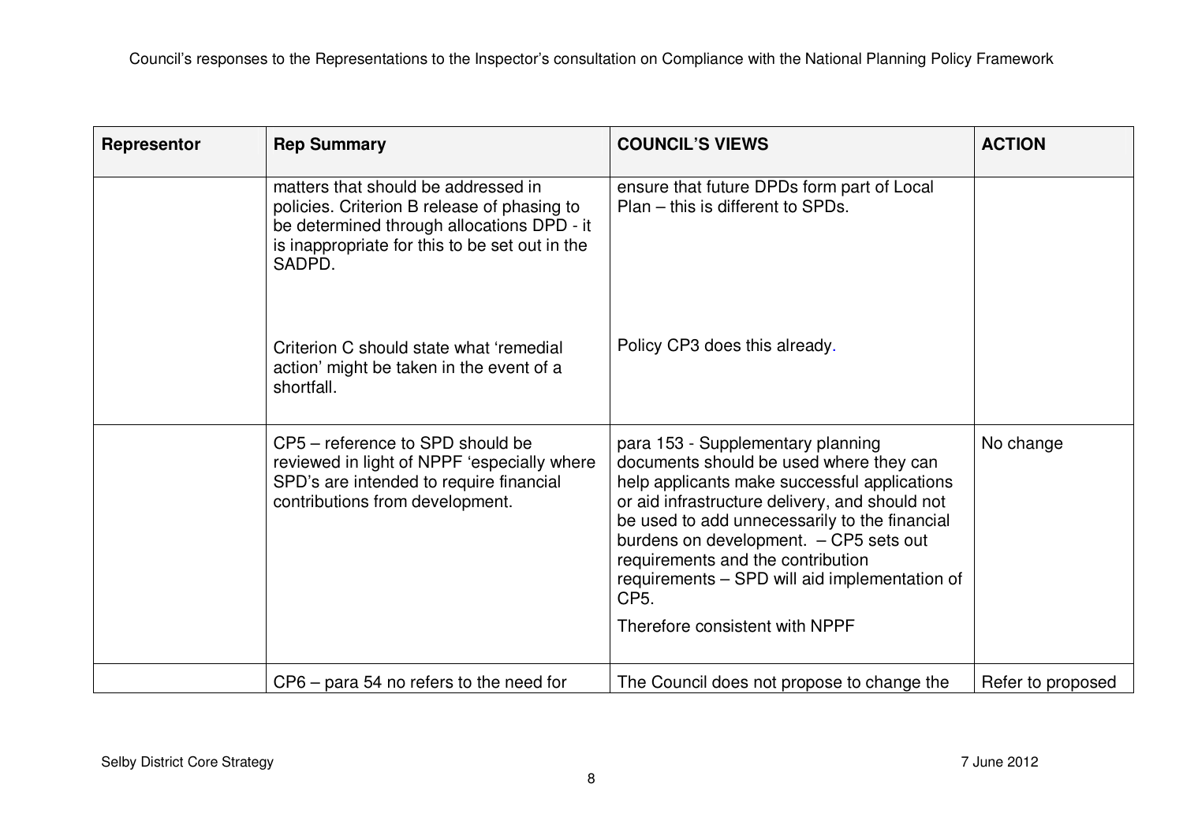| Representor | Rep Summary | COUNCIL'S VIEWS | ACTION |
|---|---|---|---|
| | matters that should be addressed in policies. Criterion B release of phasing to be determined through allocations DPD - it is inappropriate for this to be set out in the SADPD. | ensure that future DPDs form part of Local Plan – this is different to SPDs. | |
| | Criterion C should state what 'remedial action' might be taken in the event of a shortfall. | Policy CP3 does this already. | |
| | CP5 – reference to SPD should be reviewed in light of NPPF 'especially where SPD's are intended to require financial contributions from development. | para 153 - Supplementary planning documents should be used where they can help applicants make successful applications or aid infrastructure delivery, and should not be used to add unnecessarily to the financial burdens on development. – CP5 sets out requirements and the contribution requirements – SPD will aid implementation of CP5. Therefore consistent with NPPF | No change |
| | CP6 – para 54 no refers to the need for | The Council does not propose to change the | Refer to proposed |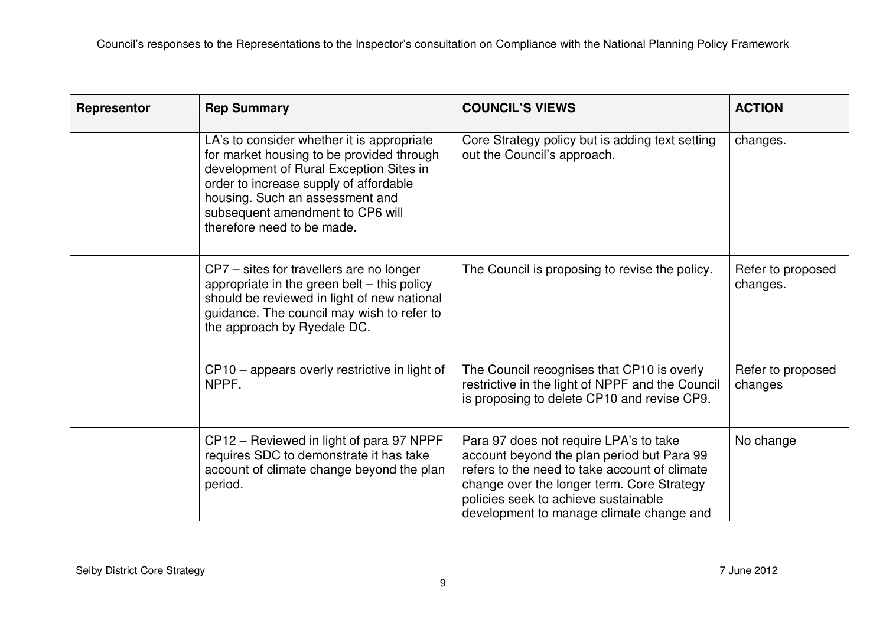| Representor | Rep Summary | COUNCIL'S VIEWS | ACTION |
|---|---|---|---|
| | LA's to consider whether it is appropriate for market housing to be provided through development of Rural Exception Sites in order to increase supply of affordable housing. Such an assessment and subsequent amendment to CP6 will therefore need to be made. | Core Strategy policy but is adding text setting out the Council's approach. | changes. |
| | CP7 – sites for travellers are no longer appropriate in the green belt – this policy should be reviewed in light of new national guidance. The council may wish to refer to the approach by Ryedale DC. | The Council is proposing to revise the policy. | Refer to proposed changes. |
| | CP10 – appears overly restrictive in light of NPPF. | The Council recognises that CP10 is overly restrictive in the light of NPPF and the Council is proposing to delete CP10 and revise CP9. | Refer to proposed changes |
| | CP12 – Reviewed in light of para 97 NPPF requires SDC to demonstrate it has take account of climate change beyond the plan period. | Para 97 does not require LPA's to take account beyond the plan period but Para 99 refers to the need to take account of climate change over the longer term. Core Strategy policies seek to achieve sustainable development to manage climate change and | No change |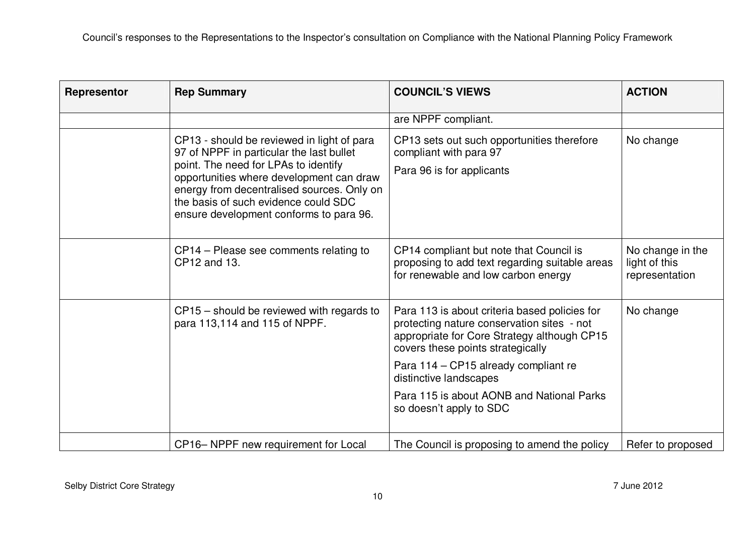| Representor | Rep Summary | COUNCIL'S VIEWS | ACTION |
|---|---|---|---|
| | | are NPPF compliant. | |
| | CP13 - should be reviewed in light of para 97 of NPPF in particular the last bullet point. The need for LPAs to identify opportunities where development can draw energy from decentralised sources. Only on the basis of such evidence could SDC ensure development conforms to para 96. | CP13 sets out such opportunities therefore compliant with para 97<br><br>Para 96 is for applicants | No change |
| | CP14 – Please see comments relating to CP12 and 13. | CP14 compliant but note that Council is proposing to add text regarding suitable areas for renewable and low carbon energy | No change in the light of this representation |
| | CP15 – should be reviewed with regards to para 113,114 and 115 of NPPF. | Para 113 is about criteria based policies for protecting nature conservation sites - not appropriate for Core Strategy although CP15 covers these points strategically<br><br>Para 114 – CP15 already compliant re distinctive landscapes<br><br>Para 115 is about AONB and National Parks so doesn't apply to SDC | No change |
| | CP16– NPPF new requirement for Local | The Council is proposing to amend the policy | Refer to proposed |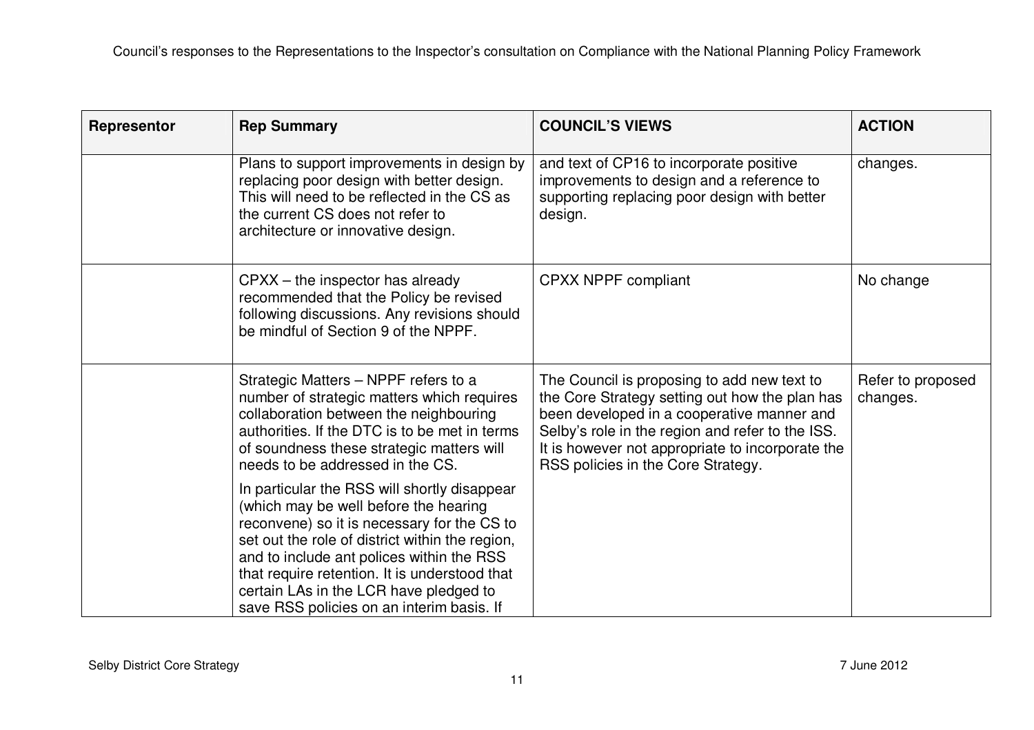| Representor | Rep Summary | COUNCIL'S VIEWS | ACTION |
|---|---|---|---|
| | Plans to support improvements in design by replacing poor design with better design. This will need to be reflected in the CS as the current CS does not refer to architecture or innovative design. | and text of CP16 to incorporate positive improvements to design and a reference to supporting replacing poor design with better design. | changes. |
| | CPXX – the inspector has already recommended that the Policy be revised following discussions. Any revisions should be mindful of Section 9 of the NPPF. | CPXX NPPF compliant | No change |
| | Strategic Matters – NPPF refers to a number of strategic matters which requires collaboration between the neighbouring authorities. If the DTC is to be met in terms of soundness these strategic matters will needs to be addressed in the CS.<br><br>In particular the RSS will shortly disappear (which may be well before the hearing reconvene) so it is necessary for the CS to set out the role of district within the region, and to include ant polices within the RSS that require retention. It is understood that certain LAs in the LCR have pledged to save RSS policies on an interim basis. If | The Council is proposing to add new text to the Core Strategy setting out how the plan has been developed in a cooperative manner and Selby's role in the region and refer to the ISS. It is however not appropriate to incorporate the RSS policies in the Core Strategy. | Refer to proposed changes. |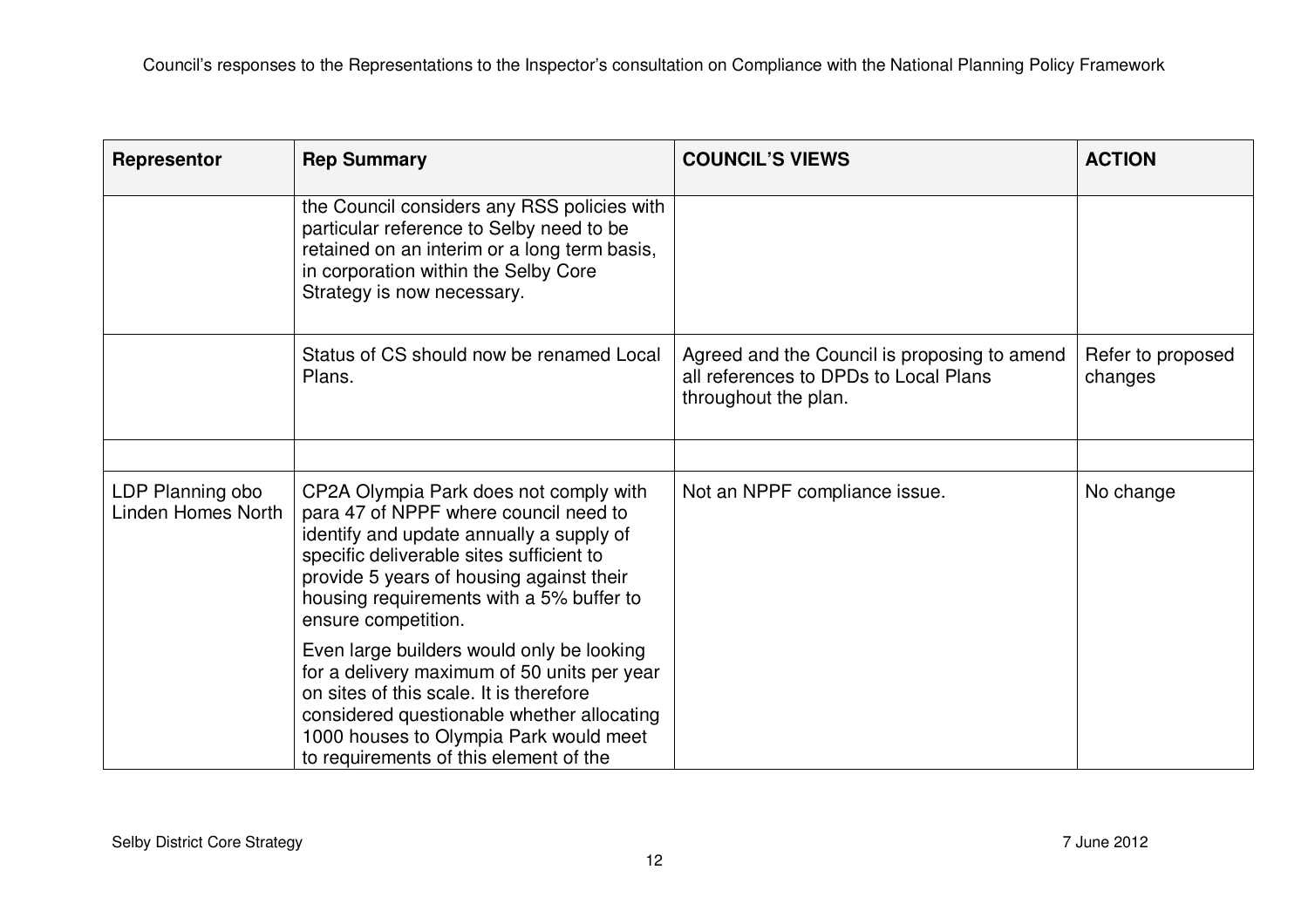| Representor | Rep Summary | COUNCIL'S VIEWS | ACTION |
| --- | --- | --- | --- |
| | the Council considers any RSS policies with particular reference to Selby need to be retained on an interim or a long term basis, in corporation within the Selby Core Strategy is now necessary. | | |
| | Status of CS should now be renamed Local Plans. | Agreed and the Council is proposing to amend all references to DPDs to Local Plans throughout the plan. | Refer to proposed changes |
| | | | |
| LDP Planning obo Linden Homes North | CP2A Olympia Park does not comply with para 47 of NPPF where council need to identify and update annually a supply of specific deliverable sites sufficient to provide 5 years of housing against their housing requirements with a 5% buffer to ensure competition.<br><br>Even large builders would only be looking for a delivery maximum of 50 units per year on sites of this scale. It is therefore considered questionable whether allocating 1000 houses to Olympia Park would meet to requirements of this element of the | Not an NPPF compliance issue. | No change |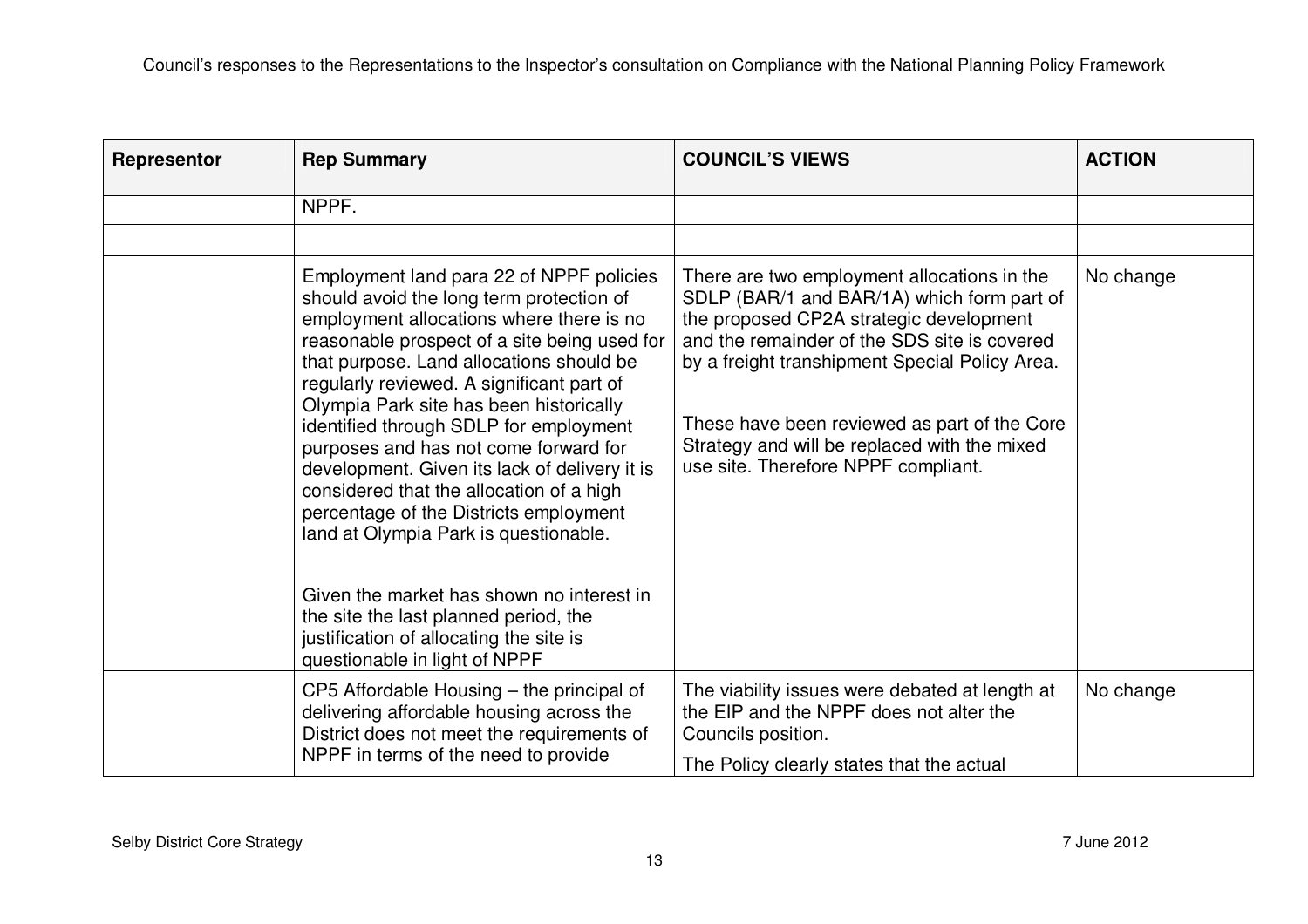| Representor | Rep Summary | COUNCIL'S VIEWS | ACTION |
|---|---|---|---|
| | NPPF. | | |
| | | | |
| | Employment land para 22 of NPPF policies should avoid the long term protection of employment allocations where there is no reasonable prospect of a site being used for that purpose. Land allocations should be regularly reviewed. A significant part of Olympia Park site has been historically identified through SDLP for employment purposes and has not come forward for development. Given its lack of delivery it is considered that the allocation of a high percentage of the Districts employment land at Olympia Park is questionable.<br><br>Given the market has shown no interest in the site the last planned period, the justification of allocating the site is questionable in light of NPPF | There are two employment allocations in the SDLP (BAR/1 and BAR/1A) which form part of the proposed CP2A strategic development and the remainder of the SDS site is covered by a freight transhipment Special Policy Area.<br><br>These have been reviewed as part of the Core Strategy and will be replaced with the mixed use site. Therefore NPPF compliant. | No change |
| | CP5 Affordable Housing – the principal of delivering affordable housing across the District does not meet the requirements of NPPF in terms of the need to provide | The viability issues were debated at length at the EIP and the NPPF does not alter the Councils position.<br><br>The Policy clearly states that the actual | No change |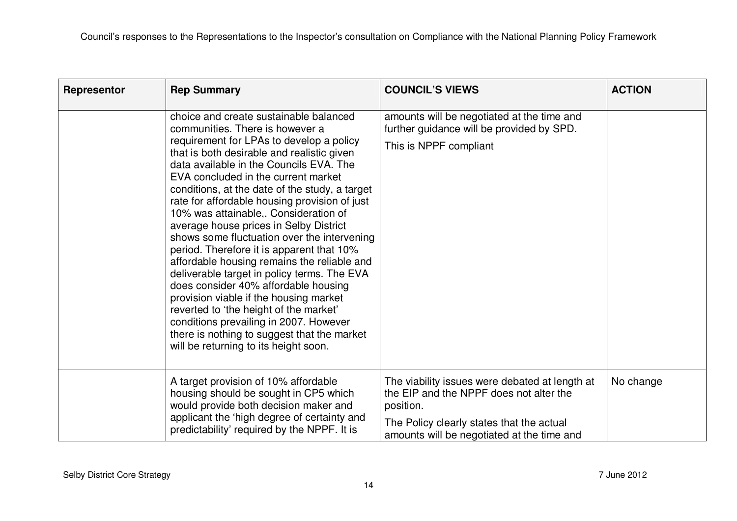| Representor | Rep Summary | COUNCIL'S VIEWS | ACTION |
|---|---|---|---|
| | choice and create sustainable balanced communities. There is however a requirement for LPAs to develop a policy that is both desirable and realistic given data available in the Councils EVA. The EVA concluded in the current market conditions, at the date of the study, a target rate for affordable housing provision of just 10% was attainable,. Consideration of average house prices in Selby District shows some fluctuation over the intervening period. Therefore it is apparent that 10% affordable housing remains the reliable and deliverable target in policy terms. The EVA does consider 40% affordable housing provision viable if the housing market reverted to 'the height of the market' conditions prevailing in 2007. However there is nothing to suggest that the market will be returning to its height soon. | amounts will be negotiated at the time and further guidance will be provided by SPD.<br><br>This is NPPF compliant | |
| | A target provision of 10% affordable housing should be sought in CP5 which would provide both decision maker and applicant the 'high degree of certainty and predictability' required by the NPPF. It is | The viability issues were debated at length at the EIP and the NPPF does not alter the position.<br><br>The Policy clearly states that the actual amounts will be negotiated at the time and | No change |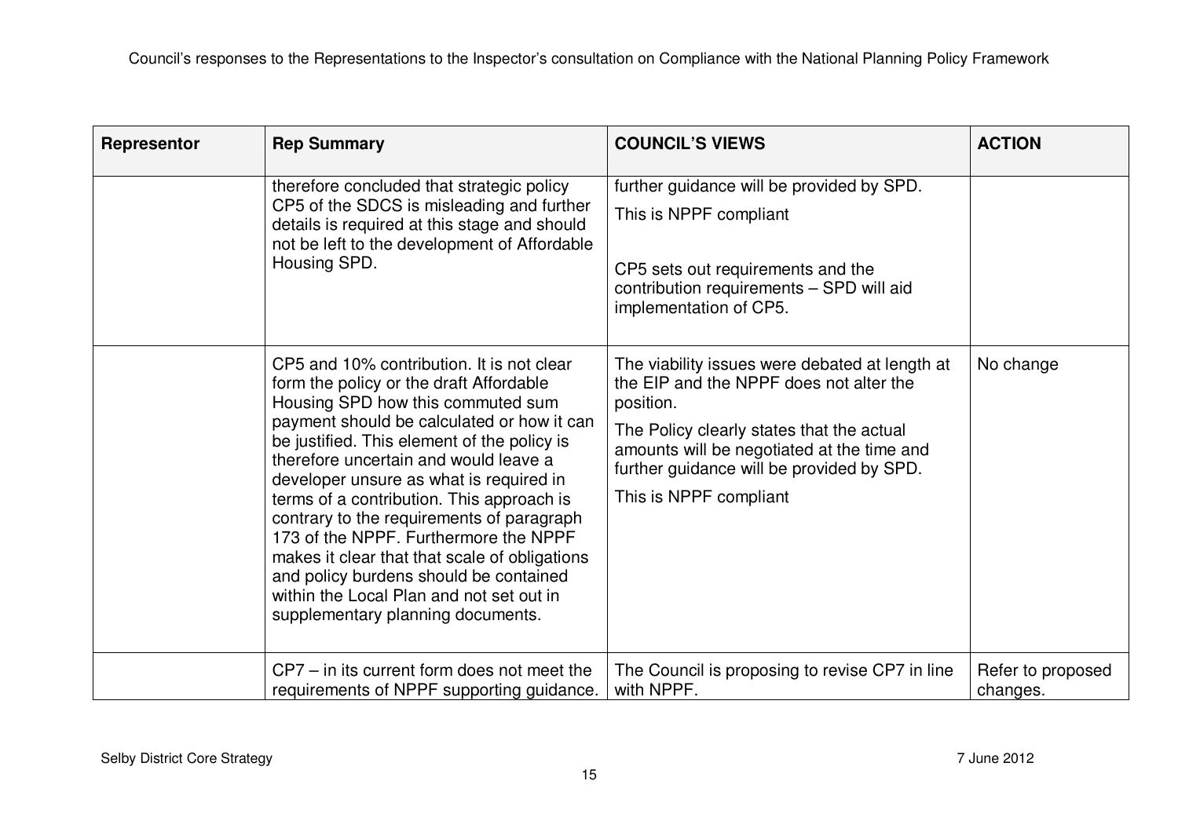| Representor | Rep Summary | COUNCIL'S VIEWS | ACTION |
|---|---|---|---|
| | therefore concluded that strategic policy CP5 of the SDCS is misleading and further details is required at this stage and should not be left to the development of Affordable Housing SPD. | further guidance will be provided by SPD.<br><br>This is NPPF compliant<br><br>CP5 sets out requirements and the contribution requirements – SPD will aid implementation of CP5. | |
| | CP5 and 10% contribution. It is not clear form the policy or the draft Affordable Housing SPD how this commuted sum payment should be calculated or how it can be justified. This element of the policy is therefore uncertain and would leave a developer unsure as what is required in terms of a contribution. This approach is contrary to the requirements of paragraph 173 of the NPPF. Furthermore the NPPF makes it clear that that scale of obligations and policy burdens should be contained within the Local Plan and not set out in supplementary planning documents. | The viability issues were debated at length at the EIP and the NPPF does not alter the position.<br><br>The Policy clearly states that the actual amounts will be negotiated at the time and further guidance will be provided by SPD.<br><br>This is NPPF compliant | No change |
| | CP7 – in its current form does not meet the requirements of NPPF supporting guidance. | The Council is proposing to revise CP7 in line with NPPF. | Refer to proposed changes. |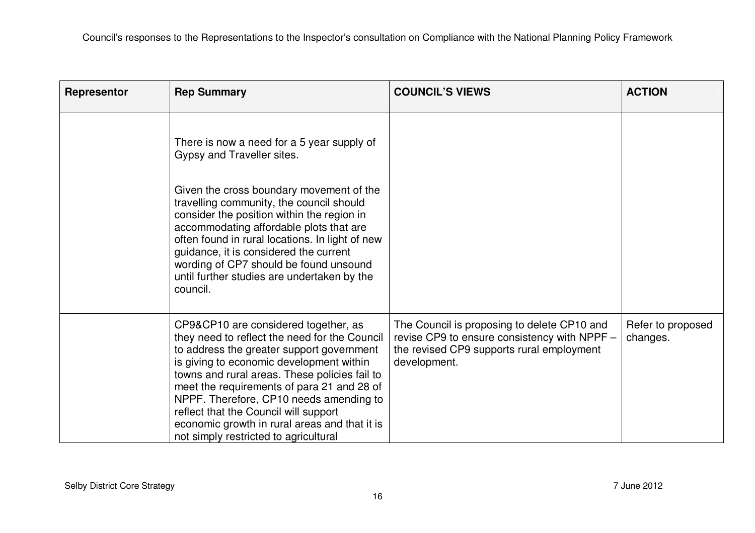| Representor | Rep Summary | COUNCIL'S VIEWS | ACTION |
|---|---|---|---|
| | There is now a need for a 5 year supply of Gypsy and Traveller sites.<br><br>Given the cross boundary movement of the travelling community, the council should consider the position within the region in accommodating affordable plots that are often found in rural locations. In light of new guidance, it is considered the current wording of CP7 should be found unsound until further studies are undertaken by the council. | | |
| | CP9&CP10 are considered together, as they need to reflect the need for the Council to address the greater support government is giving to economic development within towns and rural areas. These policies fail to meet the requirements of para 21 and 28 of NPPF. Therefore, CP10 needs amending to reflect that the Council will support economic growth in rural areas and that it is not simply restricted to agricultural | The Council is proposing to delete CP10 and revise CP9 to ensure consistency with NPPF – the revised CP9 supports rural employment development. | Refer to proposed changes. |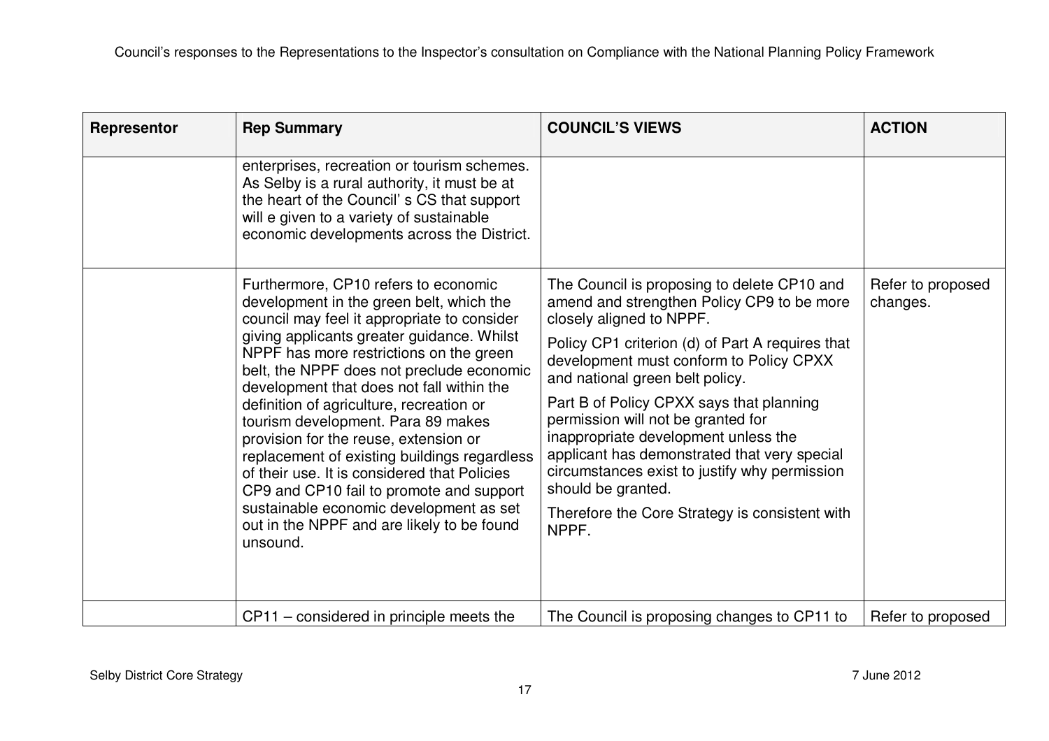| Representor | Rep Summary | COUNCIL'S VIEWS | ACTION |
|---|---|---|---|
| | enterprises, recreation or tourism schemes. As Selby is a rural authority, it must be at the heart of the Council' s CS that support will e given to a variety of sustainable economic developments across the District. | | |
| | Furthermore, CP10 refers to economic development in the green belt, which the council may feel it appropriate to consider giving applicants greater guidance. Whilst NPPF has more restrictions on the green belt, the NPPF does not preclude economic development that does not fall within the definition of agriculture, recreation or tourism development. Para 89 makes provision for the reuse, extension or replacement of existing buildings regardless of their use. It is considered that Policies CP9 and CP10 fail to promote and support sustainable economic development as set out in the NPPF and are likely to be found unsound. | The Council is proposing to delete CP10 and amend and strengthen Policy CP9 to be more closely aligned to NPPF.<br><br>Policy CP1 criterion (d) of Part A requires that development must conform to Policy CPXX and national green belt policy.<br><br>Part B of Policy CPXX says that planning permission will not be granted for inappropriate development unless the applicant has demonstrated that very special circumstances exist to justify why permission should be granted.<br><br>Therefore the Core Strategy is consistent with NPPF. | Refer to proposed changes. |
| | CP11 – considered in principle meets the | The Council is proposing changes to CP11 to | Refer to proposed |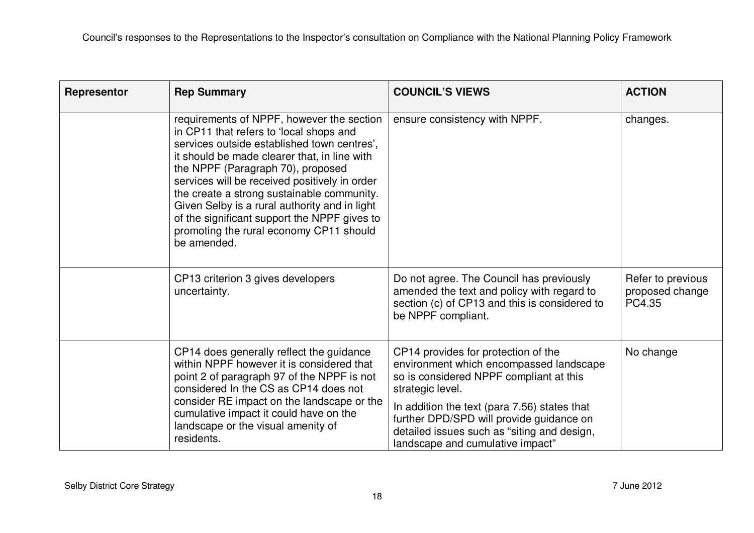| Representor | Rep Summary | COUNCIL'S VIEWS | ACTION |
|---|---|---|---|
| | requirements of NPPF, however the section in CP11 that refers to 'local shops and services outside established town centres', it should be made clearer that, in line with the NPPF (Paragraph 70), proposed services will be received positively in order the create a strong sustainable community. Given Selby is a rural authority and in light of the significant support the NPPF gives to promoting the rural economy CP11 should be amended. | ensure consistency with NPPF. | changes. |
| | CP13 criterion 3 gives developers uncertainty. | Do not agree. The Council has previously amended the text and policy with regard to section (c) of CP13 and this is considered to be NPPF compliant. | Refer to previous proposed change PC4.35 |
| | CP14 does generally reflect the guidance within NPPF however it is considered that point 2 of paragraph 97 of the NPPF is not considered In the CS as CP14 does not consider RE impact on the landscape or the cumulative impact it could have on the landscape or the visual amenity of residents. | CP14 provides for protection of the environment which encompassed landscape so is considered NPPF compliant at this strategic level.<br><br>In addition the text (para 7.56) states that further DPD/SPD will provide guidance on detailed issues such as "siting and design, landscape and cumulative impact" | No change |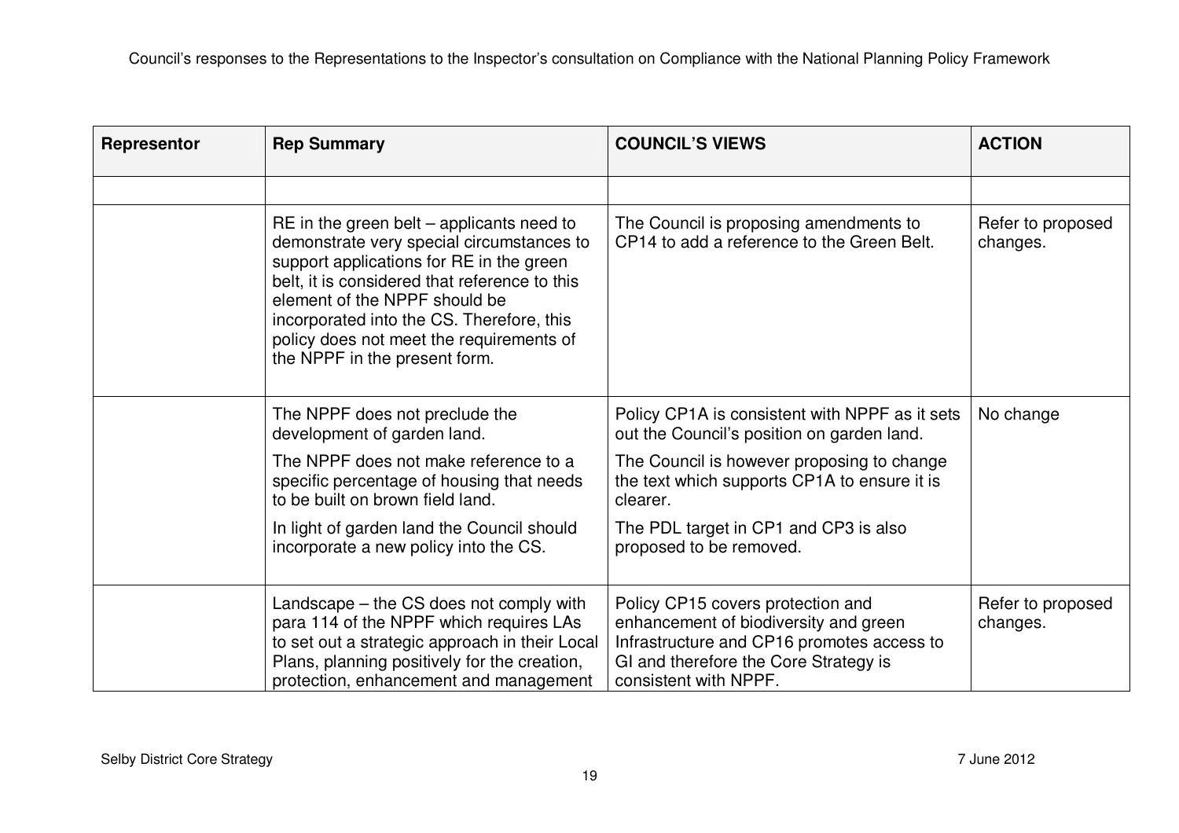| Representor | Rep Summary | COUNCIL'S VIEWS | ACTION |
|---|---|---|---|
| | | | |
| | RE in the green belt – applicants need to demonstrate very special circumstances to support applications for RE in the green belt, it is considered that reference to this element of the NPPF should be incorporated into the CS. Therefore, this policy does not meet the requirements of the NPPF in the present form. | The Council is proposing amendments to CP14 to add a reference to the Green Belt. | Refer to proposed changes. |
| | The NPPF does not preclude the development of garden land.<br><br>The NPPF does not make reference to a specific percentage of housing that needs to be built on brown field land.<br><br>In light of garden land the Council should incorporate a new policy into the CS. | Policy CP1A is consistent with NPPF as it sets out the Council's position on garden land.<br><br>The Council is however proposing to change the text which supports CP1A to ensure it is clearer.<br><br>The PDL target in CP1 and CP3 is also proposed to be removed. | No change |
| | Landscape – the CS does not comply with para 114 of the NPPF which requires LAs to set out a strategic approach in their Local Plans, planning positively for the creation, protection, enhancement and management | Policy CP15 covers protection and enhancement of biodiversity and green Infrastructure and CP16 promotes access to GI and therefore the Core Strategy is consistent with NPPF. | Refer to proposed changes. |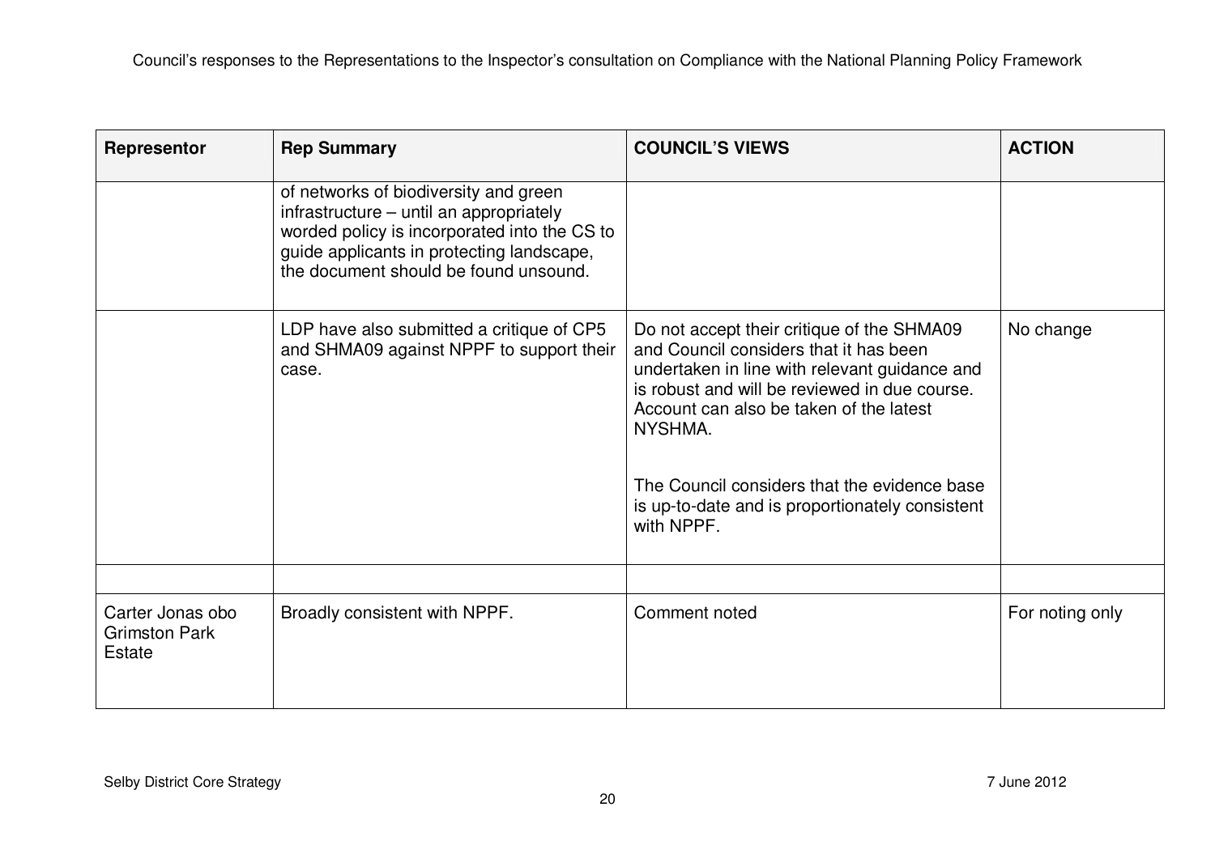| Representor | Rep Summary | COUNCIL'S VIEWS | ACTION |
|---|---|---|---|
| | of networks of biodiversity and green infrastructure – until an appropriately worded policy is incorporated into the CS to guide applicants in protecting landscape, the document should be found unsound. | | |
| | LDP have also submitted a critique of CP5 and SHMA09 against NPPF to support their case. | Do not accept their critique of the SHMA09 and Council considers that it has been undertaken in line with relevant guidance and is robust and will be reviewed in due course. Account can also be taken of the latest NYSHMA.<br><br>The Council considers that the evidence base is up-to-date and is proportionately consistent with NPPF. | No change |
| | | | |
| Carter Jonas obo Grimston Park Estate | Broadly consistent with NPPF. | Comment noted | For noting only |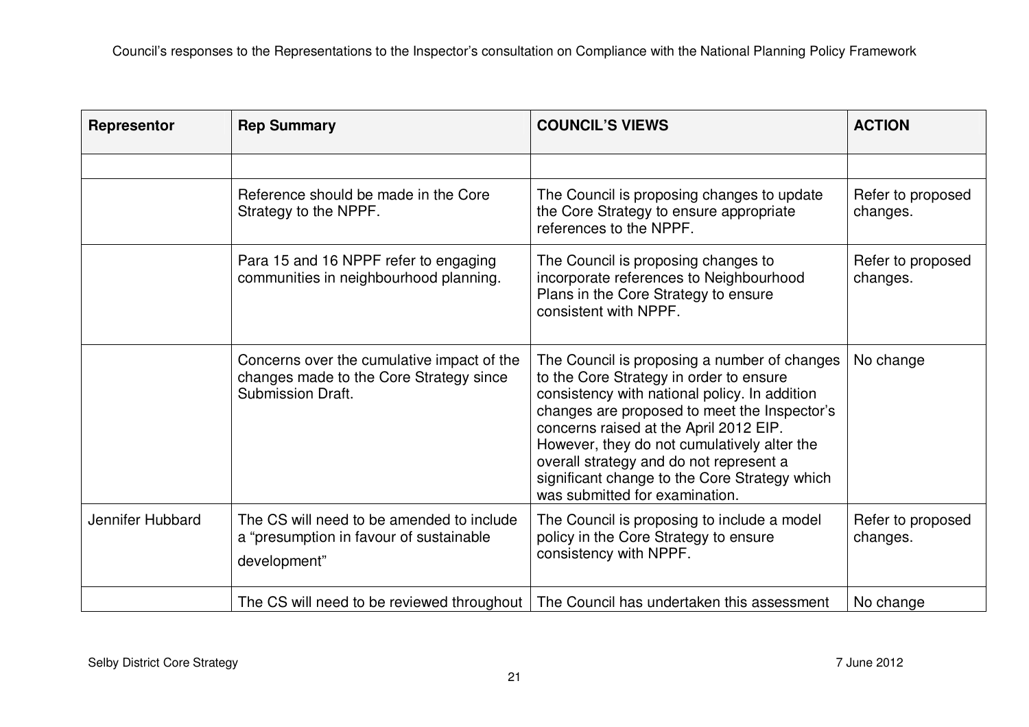| Representor | Rep Summary | COUNCIL'S VIEWS | ACTION |
|---|---|---|---|
| | | | |
| | Reference should be made in the Core Strategy to the NPPF. | The Council is proposing changes to update the Core Strategy to ensure appropriate references to the NPPF. | Refer to proposed changes. |
| | Para 15 and 16 NPPF refer to engaging communities in neighbourhood planning. | The Council is proposing changes to incorporate references to Neighbourhood Plans in the Core Strategy to ensure consistent with NPPF. | Refer to proposed changes. |
| | Concerns over the cumulative impact of the changes made to the Core Strategy since Submission Draft. | The Council is proposing a number of changes to the Core Strategy in order to ensure consistency with national policy. In addition changes are proposed to meet the Inspector's concerns raised at the April 2012 EIP. However, they do not cumulatively alter the overall strategy and do not represent a significant change to the Core Strategy which was submitted for examination. | No change |
| Jennifer Hubbard | The CS will need to be amended to include a "presumption in favour of sustainable development" | The Council is proposing to include a model policy in the Core Strategy to ensure consistency with NPPF. | Refer to proposed changes. |
| | The CS will need to be reviewed throughout | The Council has undertaken this assessment | No change |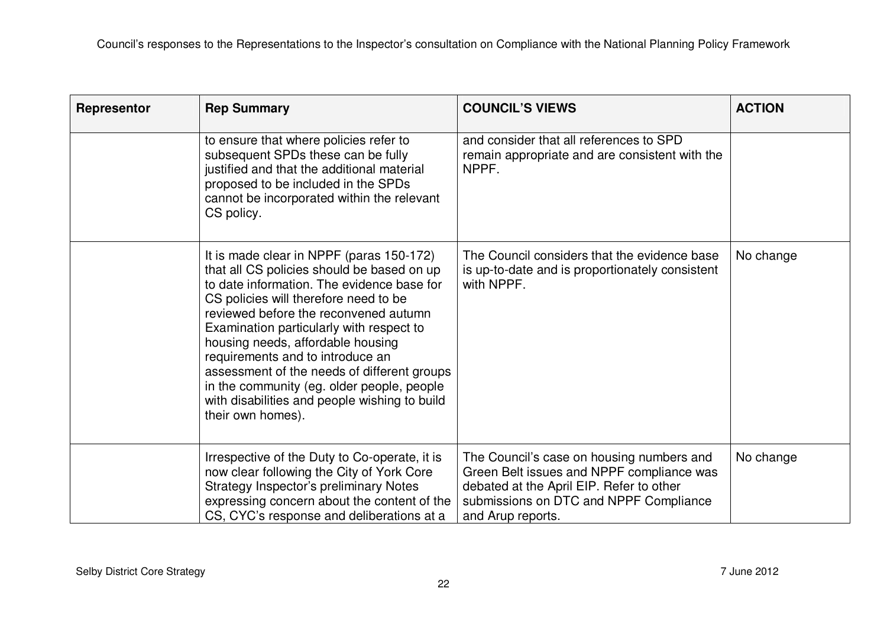| Representor | Rep Summary | COUNCIL'S VIEWS | ACTION |
|---|---|---|---|
| | to ensure that where policies refer to subsequent SPDs these can be fully justified and that the additional material proposed to be included in the SPDs cannot be incorporated within the relevant CS policy. | and consider that all references to SPD remain appropriate and are consistent with the NPPF. | |
| | It is made clear in NPPF (paras 150-172) that all CS policies should be based on up to date information. The evidence base for CS policies will therefore need to be reviewed before the reconvened autumn Examination particularly with respect to housing needs, affordable housing requirements and to introduce an assessment of the needs of different groups in the community (eg. older people, people with disabilities and people wishing to build their own homes). | The Council considers that the evidence base is up-to-date and is proportionately consistent with NPPF. | No change |
| | Irrespective of the Duty to Co-operate, it is now clear following the City of York Core Strategy Inspector's preliminary Notes expressing concern about the content of the CS, CYC's response and deliberations at a | The Council's case on housing numbers and Green Belt issues and NPPF compliance was debated at the April EIP. Refer to other submissions on DTC and NPPF Compliance and Arup reports. | No change |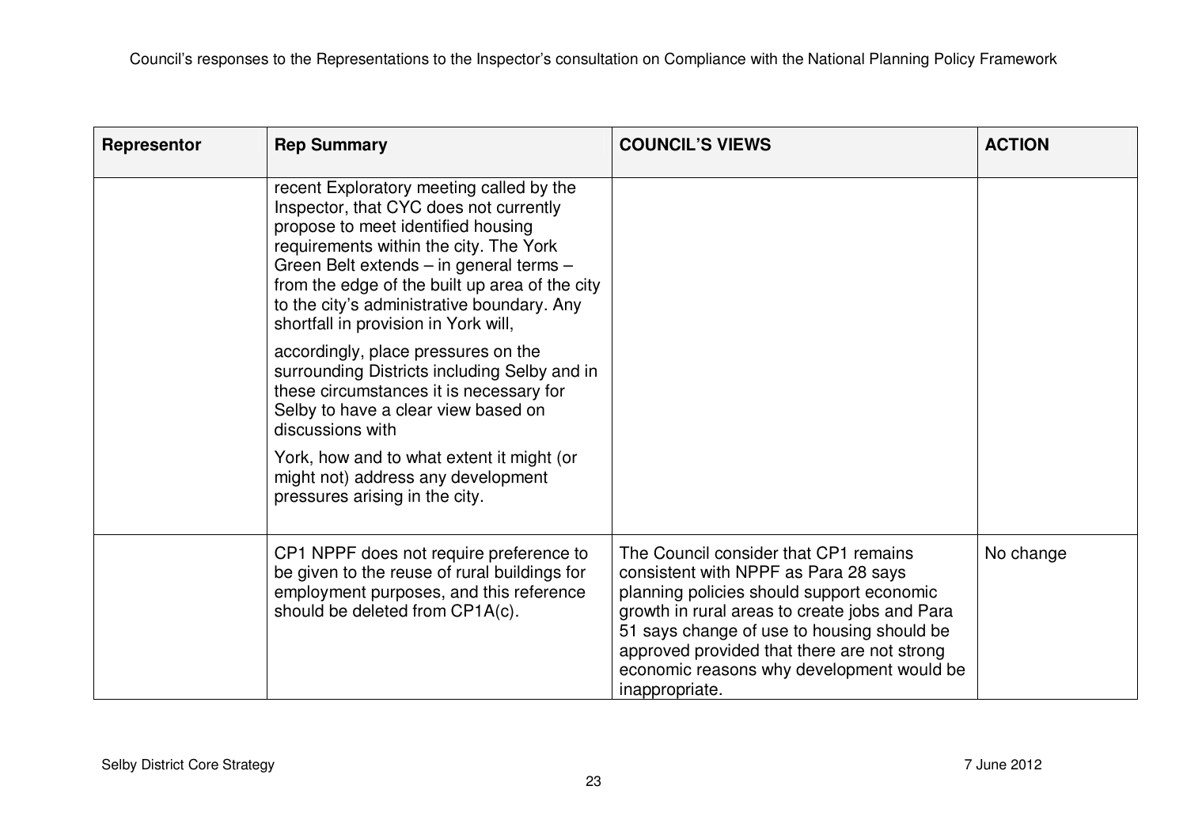| Representor | Rep Summary | COUNCIL'S VIEWS | ACTION |
|---|---|---|---|
| | recent Exploratory meeting called by the Inspector, that CYC does not currently propose to meet identified housing requirements within the city. The York Green Belt extends – in general terms – from the edge of the built up area of the city to the city's administrative boundary. Any shortfall in provision in York will, accordingly, place pressures on the surrounding Districts including Selby and in these circumstances it is necessary for Selby to have a clear view based on discussions with York, how and to what extent it might (or might not) address any development pressures arising in the city. | | |
| | CP1 NPPF does not require preference to be given to the reuse of rural buildings for employment purposes, and this reference should be deleted from CP1A(c). | The Council consider that CP1 remains consistent with NPPF as Para 28 says planning policies should support economic growth in rural areas to create jobs and Para 51 says change of use to housing should be approved provided that there are not strong economic reasons why development would be inappropriate. | No change |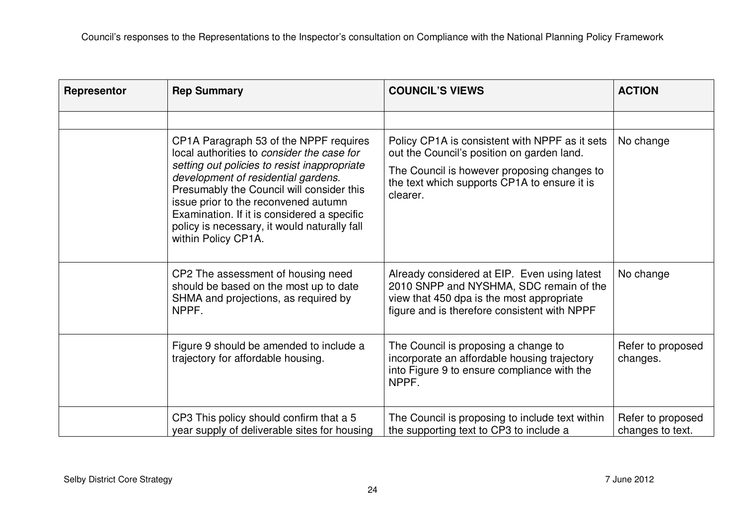| Representor | Rep Summary | COUNCIL'S VIEWS | ACTION |
|---|---|---|---|
| | | | |
| | CP1A Paragraph 53 of the NPPF requires local authorities to *consider the case for setting out policies to resist inappropriate development of residential gardens.* Presumably the Council will consider this issue prior to the reconvened autumn Examination. If it is considered a specific policy is necessary, it would naturally fall within Policy CP1A. | Policy CP1A is consistent with NPPF as it sets out the Council's position on garden land. The Council is however proposing changes to the text which supports CP1A to ensure it is clearer. | No change |
| | CP2 The assessment of housing need should be based on the most up to date SHMA and projections, as required by NPPF. | Already considered at EIP. Even using latest 2010 SNPP and NYSHMA, SDC remain of the view that 450 dpa is the most appropriate figure and is therefore consistent with NPPF | No change |
| | Figure 9 should be amended to include a trajectory for affordable housing. | The Council is proposing a change to incorporate an affordable housing trajectory into Figure 9 to ensure compliance with the NPPF. | Refer to proposed changes. |
| | CP3 This policy should confirm that a 5 year supply of deliverable sites for housing | The Council is proposing to include text within the supporting text to CP3 to include a | Refer to proposed changes to text. |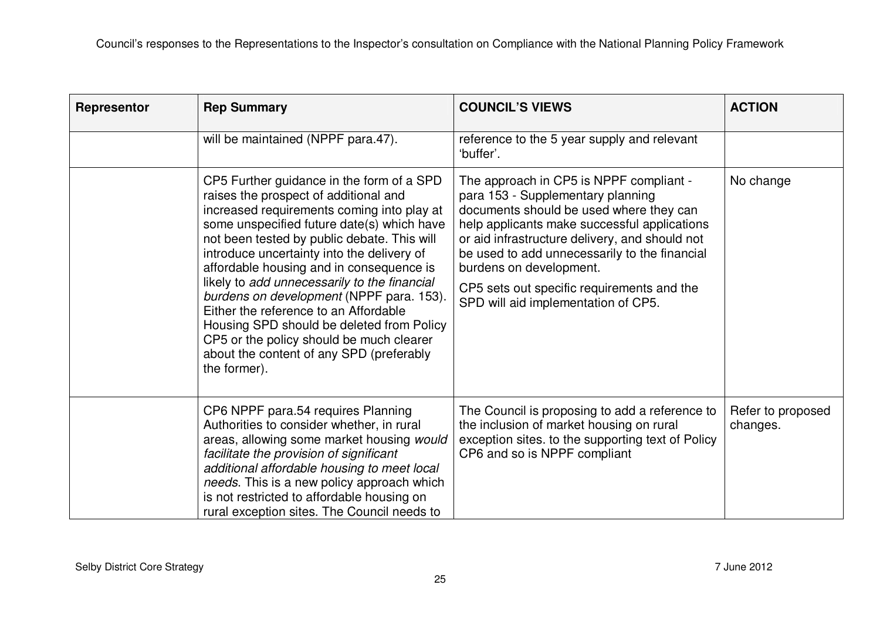| Representor | Rep Summary | COUNCIL'S VIEWS | ACTION |
|---|---|---|---|
| | will be maintained (NPPF para.47). | reference to the 5 year supply and relevant 'buffer'. | |
| | CP5 Further guidance in the form of a SPD raises the prospect of additional and increased requirements coming into play at some unspecified future date(s) which have not been tested by public debate. This will introduce uncertainty into the delivery of affordable housing and in consequence is likely to *add unnecessarily to the financial burdens on development* (NPPF para. 153). Either the reference to an Affordable Housing SPD should be deleted from Policy CP5 or the policy should be much clearer about the content of any SPD (preferably the former). | The approach in CP5 is NPPF compliant - para 153 - Supplementary planning documents should be used where they can help applicants make successful applications or aid infrastructure delivery, and should not be used to add unnecessarily to the financial burdens on development.<br><br>CP5 sets out specific requirements and the SPD will aid implementation of CP5. | No change |
| | CP6 NPPF para.54 requires Planning Authorities to consider whether, in rural areas, allowing some market housing *would facilitate the provision of significant additional affordable housing to meet local needs*. This is a new policy approach which is not restricted to affordable housing on rural exception sites. The Council needs to | The Council is proposing to add a reference to the inclusion of market housing on rural exception sites. to the supporting text of Policy CP6 and so is NPPF compliant | Refer to proposed changes. |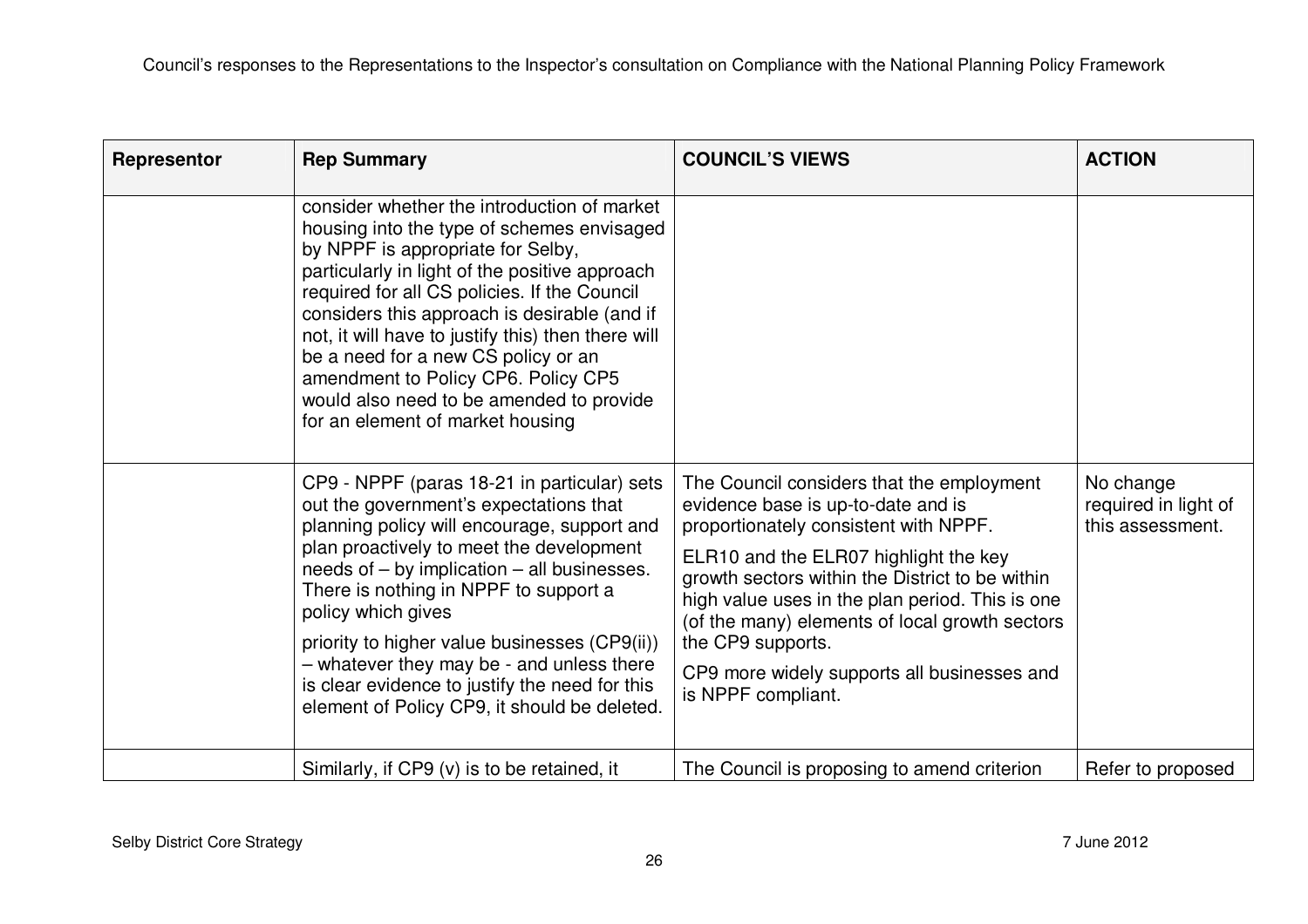| Representor | Rep Summary | COUNCIL'S VIEWS | ACTION |
|---|---|---|---|
| | consider whether the introduction of market housing into the type of schemes envisaged by NPPF is appropriate for Selby, particularly in light of the positive approach required for all CS policies. If the Council considers this approach is desirable (and if not, it will have to justify this) then there will be a need for a new CS policy or an amendment to Policy CP6. Policy CP5 would also need to be amended to provide for an element of market housing | | |
| | CP9 - NPPF (paras 18-21 in particular) sets out the government's expectations that planning policy will encourage, support and plan proactively to meet the development needs of – by implication – all businesses. There is nothing in NPPF to support a policy which gives priority to higher value businesses (CP9(ii)) – whatever they may be - and unless there is clear evidence to justify the need for this element of Policy CP9, it should be deleted. | The Council considers that the employment evidence base is up-to-date and is proportionately consistent with NPPF. ELR10 and the ELR07 highlight the key growth sectors within the District to be within high value uses in the plan period. This is one (of the many) elements of local growth sectors the CP9 supports. CP9 more widely supports all businesses and is NPPF compliant. | No change required in light of this assessment. |
| | Similarly, if CP9 (v) is to be retained, it | The Council is proposing to amend criterion | Refer to proposed |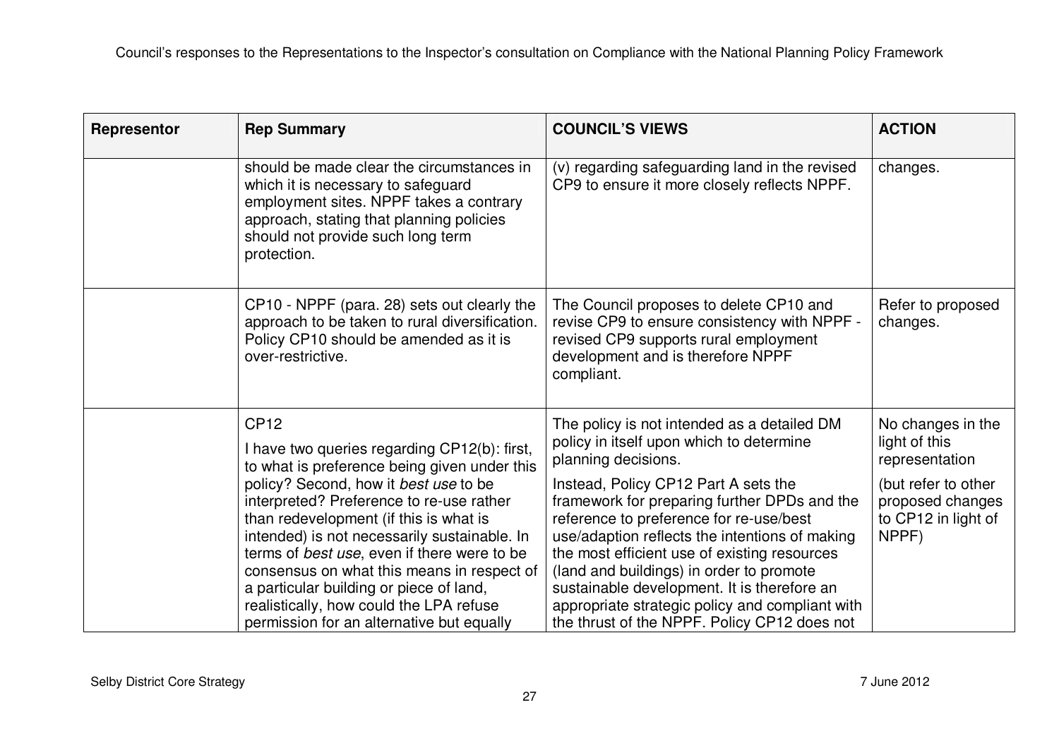| Representor | Rep Summary | COUNCIL'S VIEWS | ACTION |
|---|---|---|---|
| | should be made clear the circumstances in which it is necessary to safeguard employment sites. NPPF takes a contrary approach, stating that planning policies should not provide such long term protection. | (v) regarding safeguarding land in the revised CP9 to ensure it more closely reflects NPPF. | changes. |
| | CP10 - NPPF (para. 28) sets out clearly the approach to be taken to rural diversification. Policy CP10 should be amended as it is over-restrictive. | The Council proposes to delete CP10 and revise CP9 to ensure consistency with NPPF - revised CP9 supports rural employment development and is therefore NPPF compliant. | Refer to proposed changes. |
| | CP12<br><br>I have two queries regarding CP12(b): first, to what is preference being given under this policy? Second, how it *best use* to be interpreted? Preference to re-use rather than redevelopment (if this is what is intended) is not necessarily sustainable. In terms of *best use*, even if there were to be consensus on what this means in respect of a particular building or piece of land, realistically, how could the LPA refuse permission for an alternative but equally | The policy is not intended as a detailed DM policy in itself upon which to determine planning decisions.<br><br>Instead, Policy CP12 Part A sets the framework for preparing further DPDs and the reference to preference for re-use/best use/adaption reflects the intentions of making the most efficient use of existing resources (land and buildings) in order to promote sustainable development. It is therefore an appropriate strategic policy and compliant with the thrust of the NPPF. Policy CP12 does not | No changes in the light of this representation<br><br>(but refer to other proposed changes to CP12 in light of NPPF) |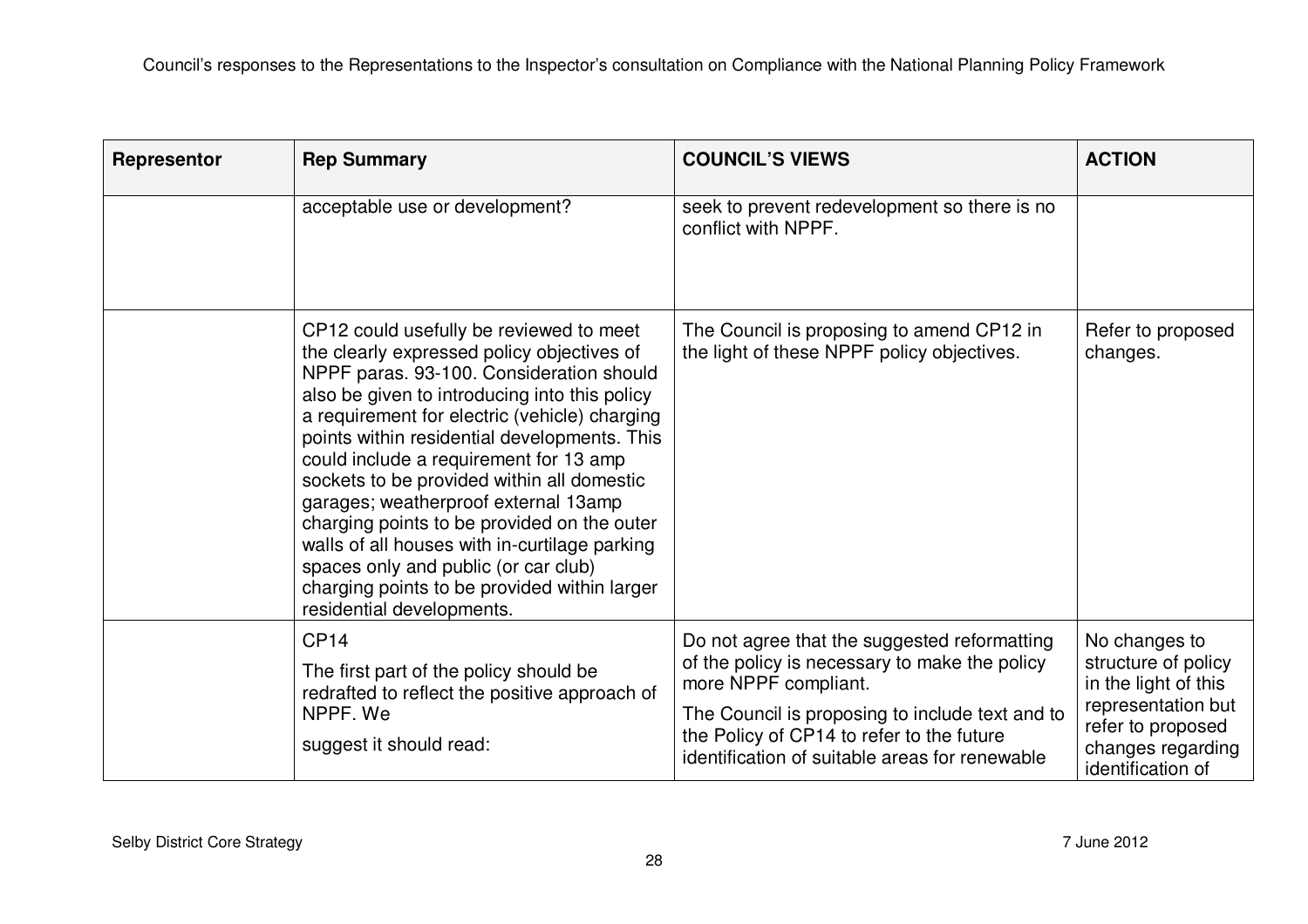| Representor | Rep Summary | COUNCIL'S VIEWS | ACTION |
|---|---|---|---|
| | acceptable use or development? | seek to prevent redevelopment so there is no conflict with NPPF. | |
| | CP12 could usefully be reviewed to meet the clearly expressed policy objectives of NPPF paras. 93-100. Consideration should also be given to introducing into this policy a requirement for electric (vehicle) charging points within residential developments. This could include a requirement for 13 amp sockets to be provided within all domestic garages; weatherproof external 13amp charging points to be provided on the outer walls of all houses with in-curtilage parking spaces only and public (or car club) charging points to be provided within larger residential developments. | The Council is proposing to amend CP12 in the light of these NPPF policy objectives. | Refer to proposed changes. |
| | CP14<br><br>The first part of the policy should be redrafted to reflect the positive approach of NPPF. We<br><br>suggest it should read: | Do not agree that the suggested reformatting of the policy is necessary to make the policy more NPPF compliant.<br><br>The Council is proposing to include text and to the Policy of CP14 to refer to the future identification of suitable areas for renewable | No changes to structure of policy in the light of this representation but refer to proposed changes regarding identification of |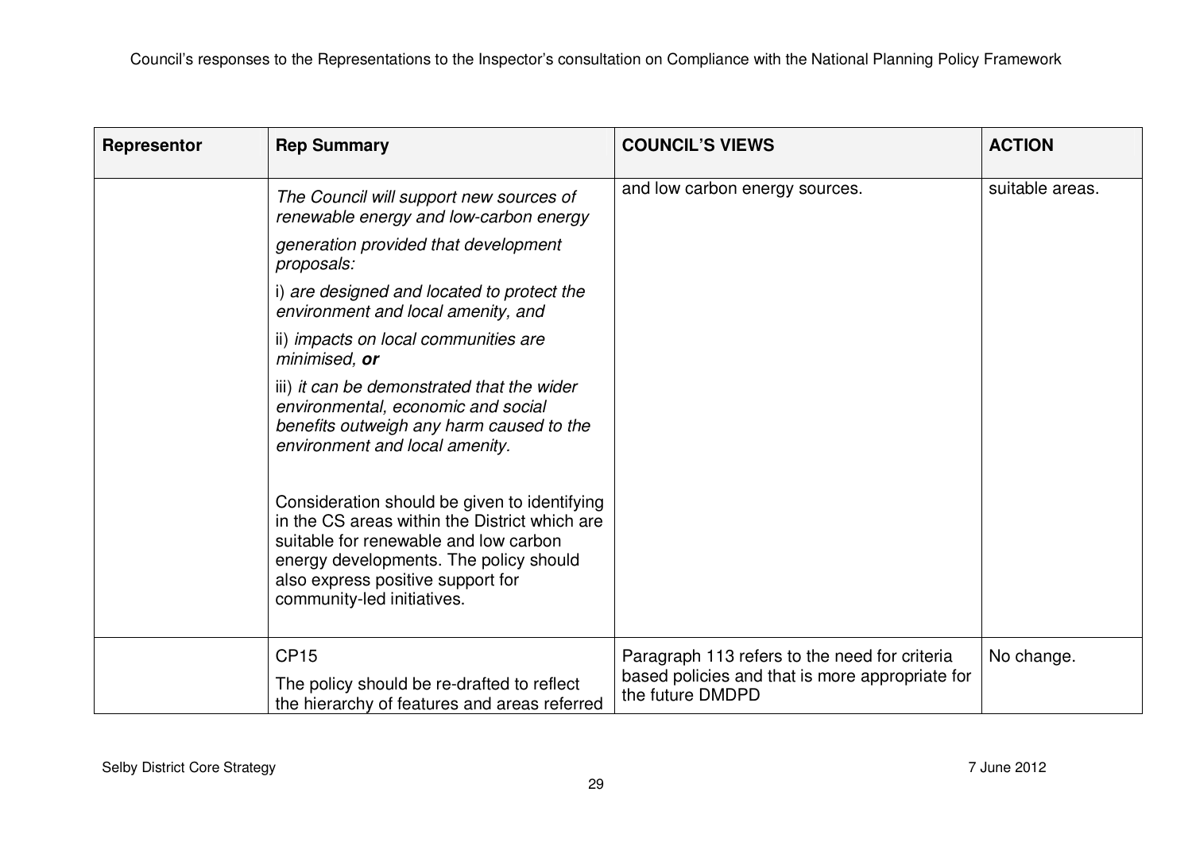| Representor | Rep Summary | COUNCIL'S VIEWS | ACTION |
|---|---|---|---|
| | *The Council will support new sources of renewable energy and low-carbon energy* *generation provided that development proposals:* i) *are designed and located to protect the environment and local amenity, and* ii) *impacts on local communities are minimised,* ***or*** iii) *it can be demonstrated that the wider environmental, economic and social benefits outweigh any harm caused to the environment and local amenity.* Consideration should be given to identifying in the CS areas within the District which are suitable for renewable and low carbon energy developments. The policy should also express positive support for community-led initiatives. | and low carbon energy sources. | suitable areas. |
| | CP15 The policy should be re-drafted to reflect the hierarchy of features and areas referred | Paragraph 113 refers to the need for criteria based policies and that is more appropriate for the future DMDPD | No change. |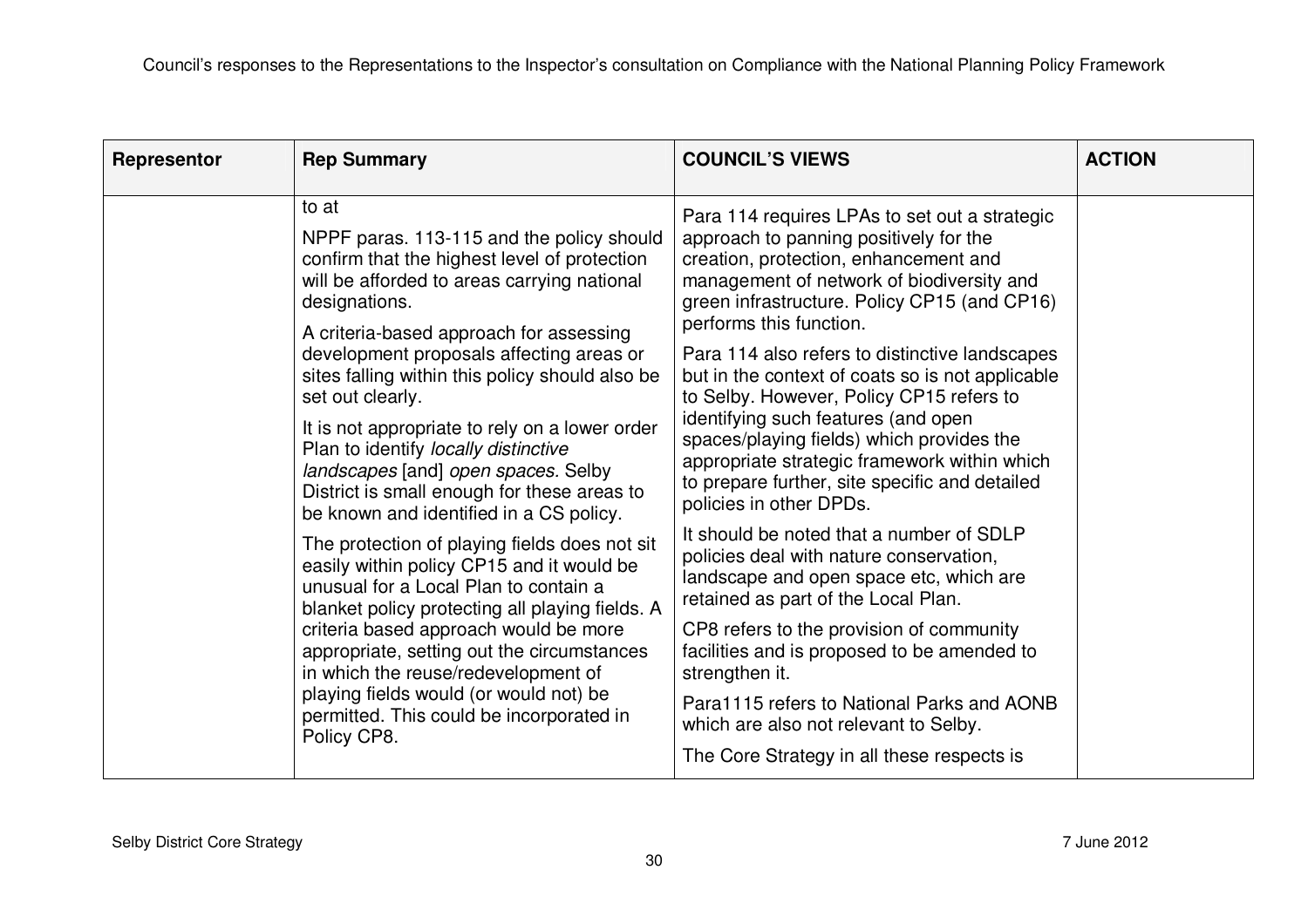| Representor | Rep Summary | COUNCIL'S VIEWS | ACTION |
|---|---|---|---|
| | to at<br><br>NPPF paras. 113-115 and the policy should confirm that the highest level of protection will be afforded to areas carrying national designations.<br><br>A criteria-based approach for assessing development proposals affecting areas or sites falling within this policy should also be set out clearly.<br><br>It is not appropriate to rely on a lower order Plan to identify *locally distinctive landscapes* [and] *open spaces.* Selby District is small enough for these areas to be known and identified in a CS policy.<br><br>The protection of playing fields does not sit easily within policy CP15 and it would be unusual for a Local Plan to contain a blanket policy protecting all playing fields. A criteria based approach would be more appropriate, setting out the circumstances in which the reuse/redevelopment of playing fields would (or would not) be permitted. This could be incorporated in Policy CP8. | Para 114 requires LPAs to set out a strategic approach to panning positively for the creation, protection, enhancement and management of network of biodiversity and green infrastructure. Policy CP15 (and CP16) performs this function.<br><br>Para 114 also refers to distinctive landscapes but in the context of coats so is not applicable to Selby. However, Policy CP15 refers to identifying such features (and open spaces/playing fields) which provides the appropriate strategic framework within which to prepare further, site specific and detailed policies in other DPDs.<br><br>It should be noted that a number of SDLP policies deal with nature conservation, landscape and open space etc, which are retained as part of the Local Plan.<br><br>CP8 refers to the provision of community facilities and is proposed to be amended to strengthen it.<br><br>Para1115 refers to National Parks and AONB which are also not relevant to Selby.<br><br>The Core Strategy in all these respects is | |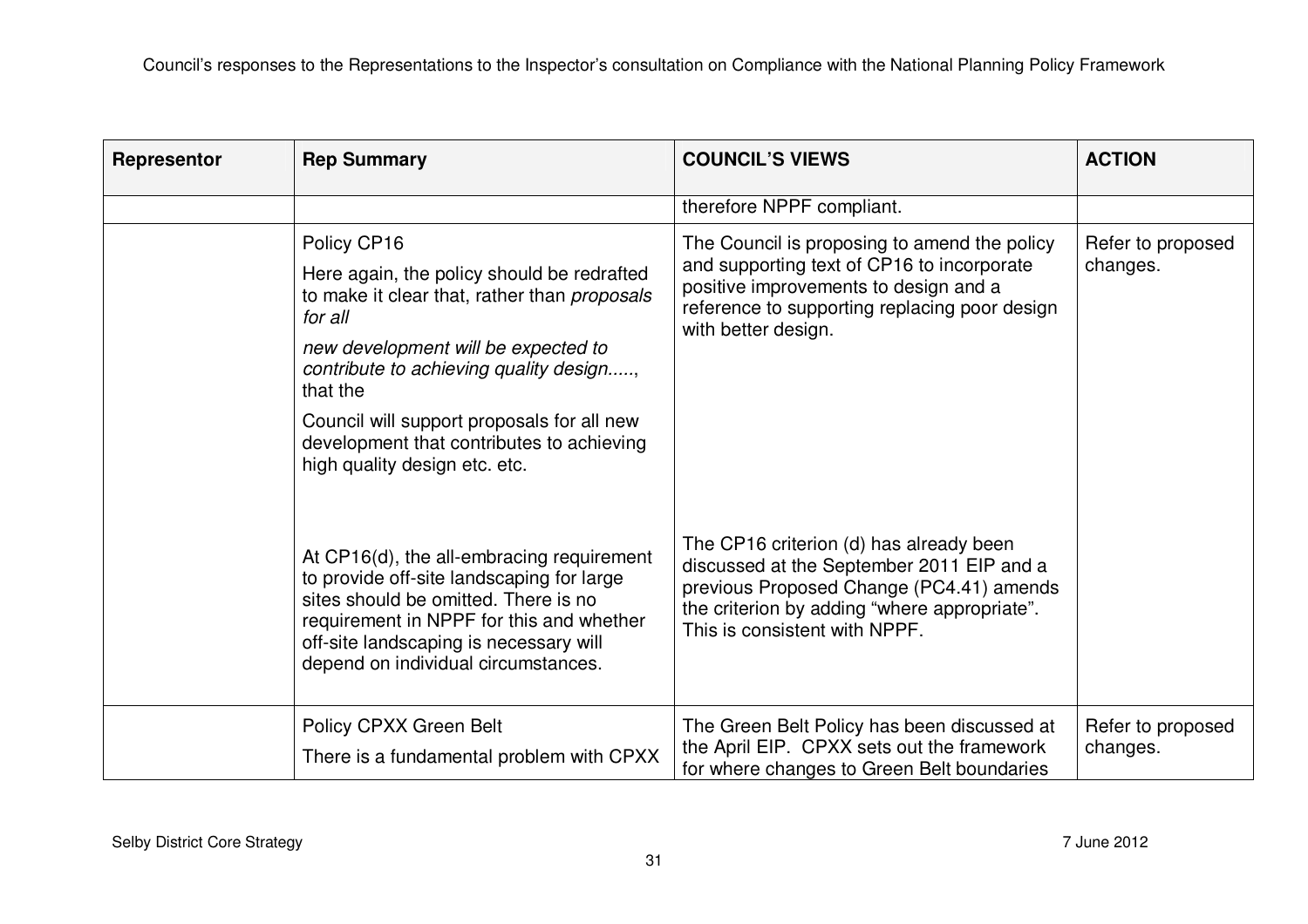| Representor | Rep Summary | COUNCIL'S VIEWS | ACTION |
|---|---|---|---|
| | | therefore NPPF compliant. | |
| | Policy CP16<br><br>Here again, the policy should be redrafted to make it clear that, rather than *proposals for all*<br><br>*new development will be expected to contribute to achieving quality design.....*, that the<br><br>Council will support proposals for all new development that contributes to achieving high quality design etc. etc.<br><br>At CP16(d), the all-embracing requirement to provide off-site landscaping for large sites should be omitted. There is no requirement in NPPF for this and whether off-site landscaping is necessary will depend on individual circumstances. | The Council is proposing to amend the policy and supporting text of CP16 to incorporate positive improvements to design and a reference to supporting replacing poor design with better design.<br><br>The CP16 criterion (d) has already been discussed at the September 2011 EIP and a previous Proposed Change (PC4.41) amends the criterion by adding "where appropriate". This is consistent with NPPF. | Refer to proposed changes. |
| | Policy CPXX Green Belt<br><br>There is a fundamental problem with CPXX | The Green Belt Policy has been discussed at the April EIP. CPXX sets out the framework for where changes to Green Belt boundaries | Refer to proposed changes. |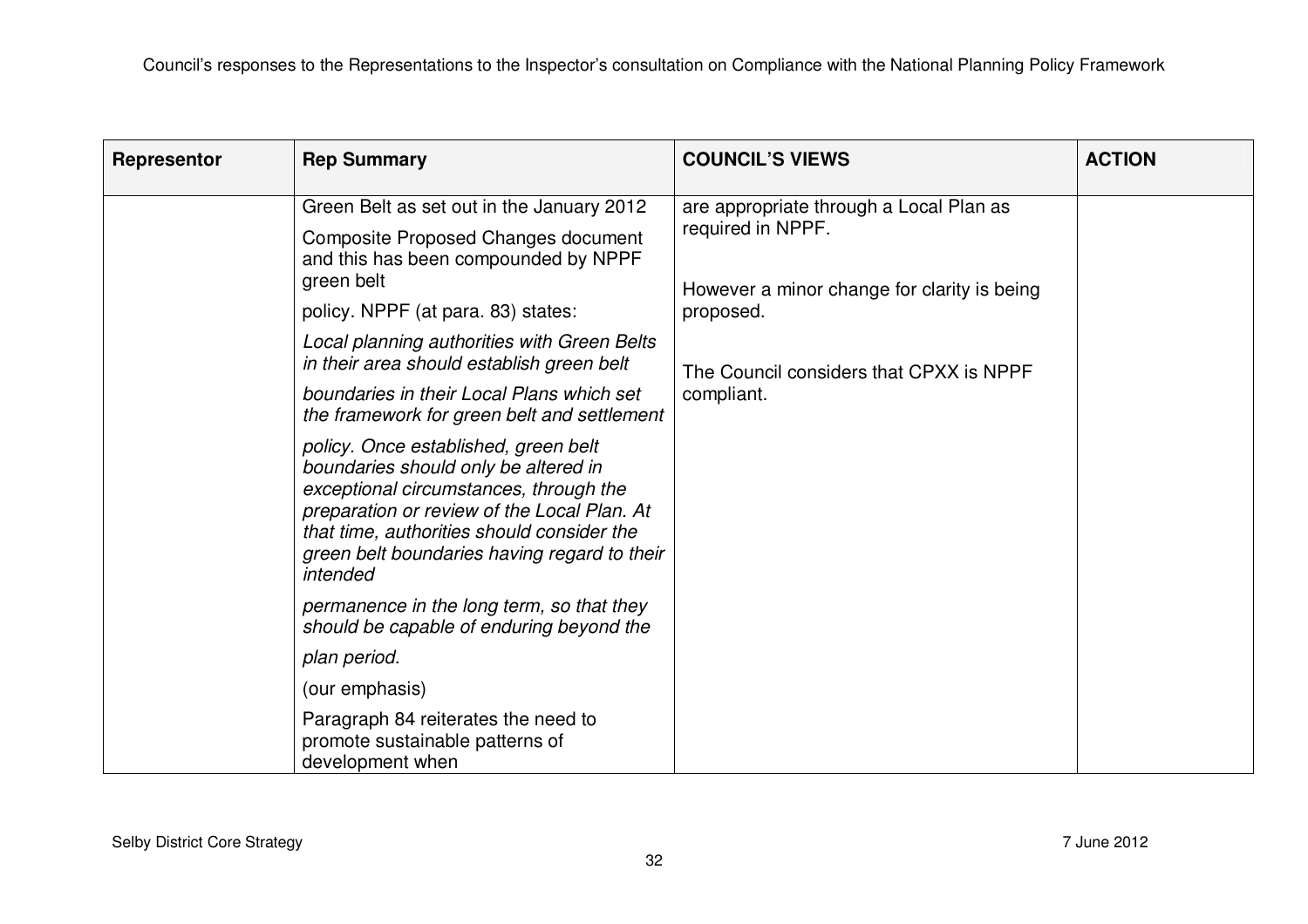| Representor | Rep Summary | COUNCIL'S VIEWS | ACTION |
|---|---|---|---|
| | Green Belt as set out in the January 2012 Composite Proposed Changes document and this has been compounded by NPPF green belt policy. NPPF (at para. 83) states: *Local planning authorities with Green Belts in their area should establish green belt boundaries in their Local Plans which set the framework for green belt and settlement policy. Once established, green belt boundaries should only be altered in exceptional circumstances, through the preparation or review of the Local Plan. At that time, authorities should consider the green belt boundaries having regard to their intended permanence in the long term, so that they should be capable of enduring beyond the plan period.* (our emphasis) Paragraph 84 reiterates the need to promote sustainable patterns of development when | are appropriate through a Local Plan as required in NPPF. However a minor change for clarity is being proposed. The Council considers that CPXX is NPPF compliant. | |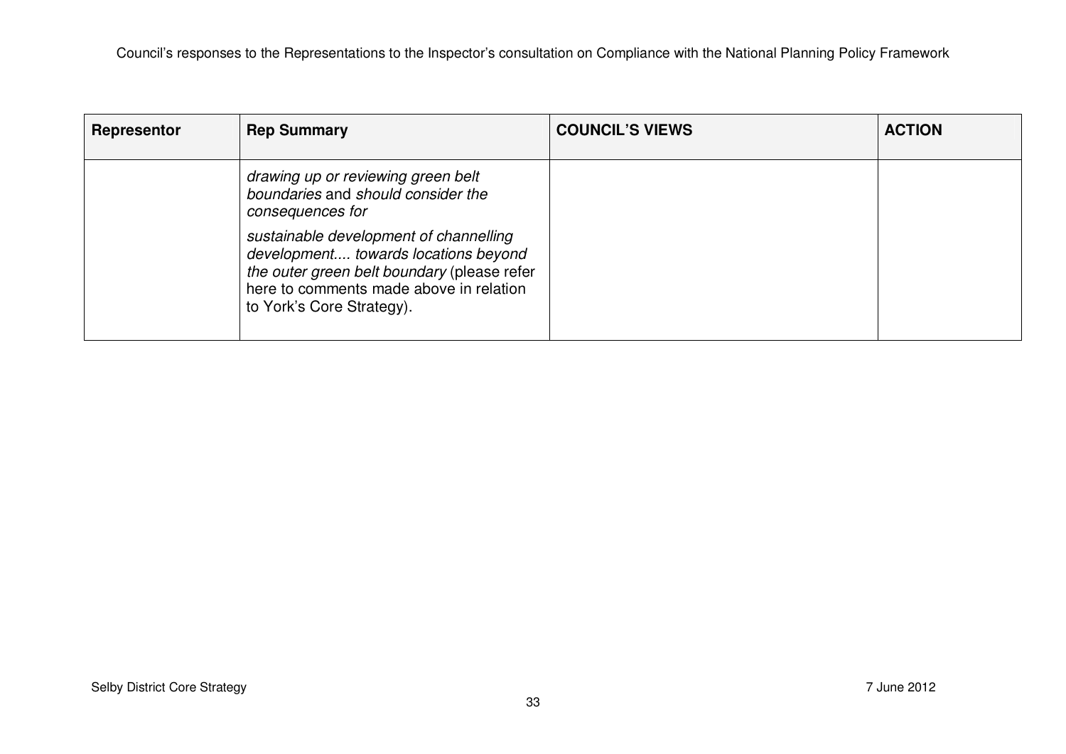| Representor | Rep Summary | COUNCIL'S VIEWS | ACTION |
| --- | --- | --- | --- |
| | *drawing up or reviewing green belt boundaries* and *should consider the consequences for* *sustainable development of channelling development.... towards locations beyond the outer green belt boundary* (please refer here to comments made above in relation to York's Core Strategy). | | |